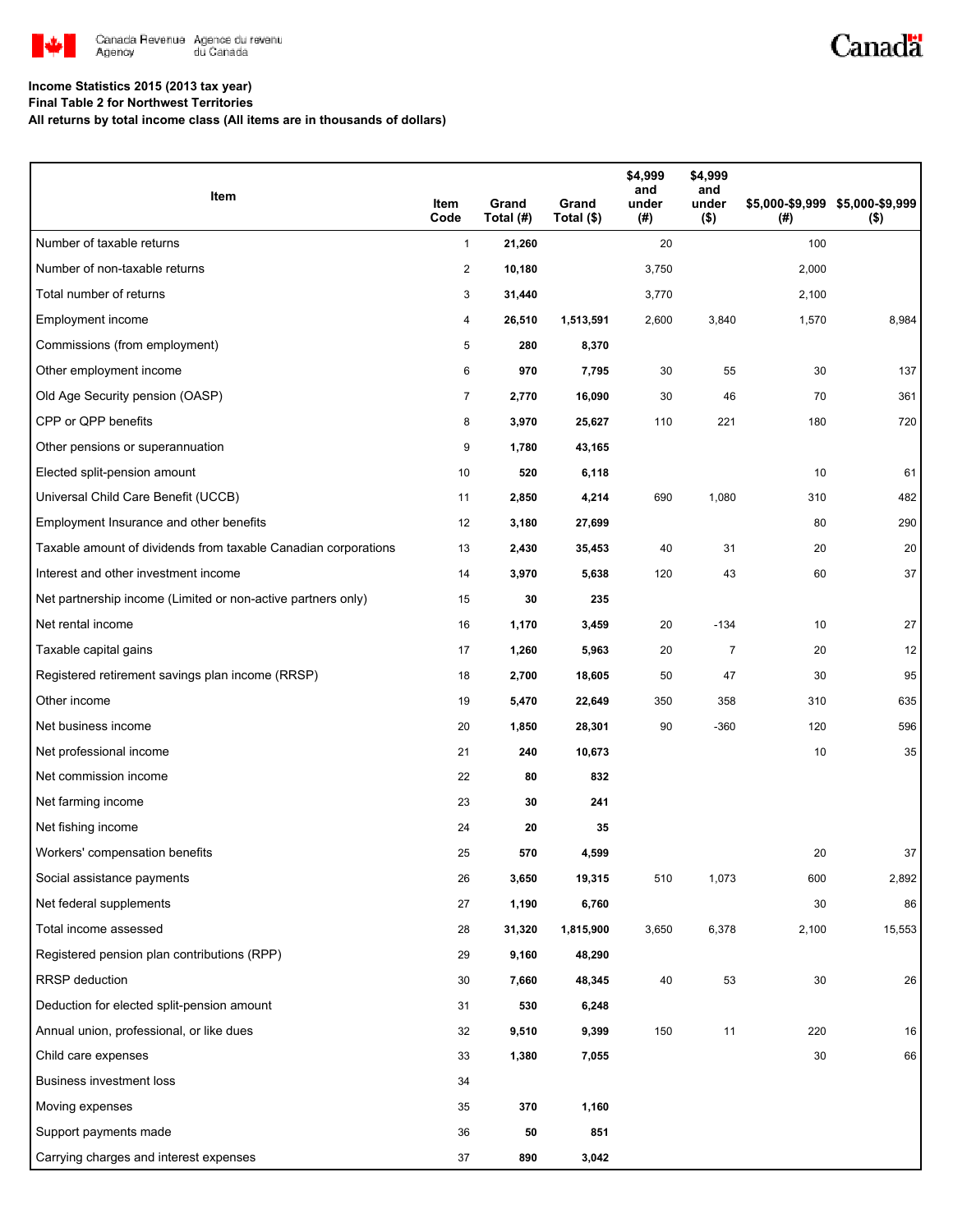Canada Revenue Agency / Agence du revenu du Canada

**Income Statistics 2015 (2013 tax year)**
**Final Table 2 for Northwest Territories**
**All returns by total income class (All items are in thousands of dollars)**

| Item | Item Code | Grand Total (#) | Grand Total ($) | $4,999 and under (#) | $4,999 and under ($) | $5,000-$9,999 (#) | $5,000-$9,999 ($) |
|---|---|---|---|---|---|---|---|
| Number of taxable returns | 1 | **21,260** | | 20 | | 100 | |
| Number of non-taxable returns | 2 | **10,180** | | 3,750 | | 2,000 | |
| Total number of returns | 3 | **31,440** | | 3,770 | | 2,100 | |
| Employment income | 4 | **26,510** | **1,513,591** | 2,600 | 3,840 | 1,570 | 8,984 |
| Commissions (from employment) | 5 | **280** | **8,370** | | | | |
| Other employment income | 6 | **970** | **7,795** | 30 | 55 | 30 | 137 |
| Old Age Security pension (OASP) | 7 | **2,770** | **16,090** | 30 | 46 | 70 | 361 |
| CPP or QPP benefits | 8 | **3,970** | **25,627** | 110 | 221 | 180 | 720 |
| Other pensions or superannuation | 9 | **1,780** | **43,165** | | | | |
| Elected split-pension amount | 10 | **520** | **6,118** | | | 10 | 61 |
| Universal Child Care Benefit (UCCB) | 11 | **2,850** | **4,214** | 690 | 1,080 | 310 | 482 |
| Employment Insurance and other benefits | 12 | **3,180** | **27,699** | | | 80 | 290 |
| Taxable amount of dividends from taxable Canadian corporations | 13 | **2,430** | **35,453** | 40 | 31 | 20 | 20 |
| Interest and other investment income | 14 | **3,970** | **5,638** | 120 | 43 | 60 | 37 |
| Net partnership income (Limited or non-active partners only) | 15 | **30** | **235** | | | | |
| Net rental income | 16 | **1,170** | **3,459** | 20 | -134 | 10 | 27 |
| Taxable capital gains | 17 | **1,260** | **5,963** | 20 | 7 | 20 | 12 |
| Registered retirement savings plan income (RRSP) | 18 | **2,700** | **18,605** | 50 | 47 | 30 | 95 |
| Other income | 19 | **5,470** | **22,649** | 350 | 358 | 310 | 635 |
| Net business income | 20 | **1,850** | **28,301** | 90 | -360 | 120 | 596 |
| Net professional income | 21 | **240** | **10,673** | | | 10 | 35 |
| Net commission income | 22 | **80** | **832** | | | | |
| Net farming income | 23 | **30** | **241** | | | | |
| Net fishing income | 24 | **20** | **35** | | | | |
| Workers' compensation benefits | 25 | **570** | **4,599** | | | 20 | 37 |
| Social assistance payments | 26 | **3,650** | **19,315** | 510 | 1,073 | 600 | 2,892 |
| Net federal supplements | 27 | **1,190** | **6,760** | | | 30 | 86 |
| Total income assessed | 28 | **31,320** | **1,815,900** | 3,650 | 6,378 | 2,100 | 15,553 |
| Registered pension plan contributions (RPP) | 29 | **9,160** | **48,290** | | | | |
| RRSP deduction | 30 | **7,660** | **48,345** | 40 | 53 | 30 | 26 |
| Deduction for elected split-pension amount | 31 | **530** | **6,248** | | | | |
| Annual union, professional, or like dues | 32 | **9,510** | **9,399** | 150 | 11 | 220 | 16 |
| Child care expenses | 33 | **1,380** | **7,055** | | | 30 | 66 |
| Business investment loss | 34 | | | | | | |
| Moving expenses | 35 | **370** | **1,160** | | | | |
| Support payments made | 36 | **50** | **851** | | | | |
| Carrying charges and interest expenses | 37 | **890** | **3,042** | | | | |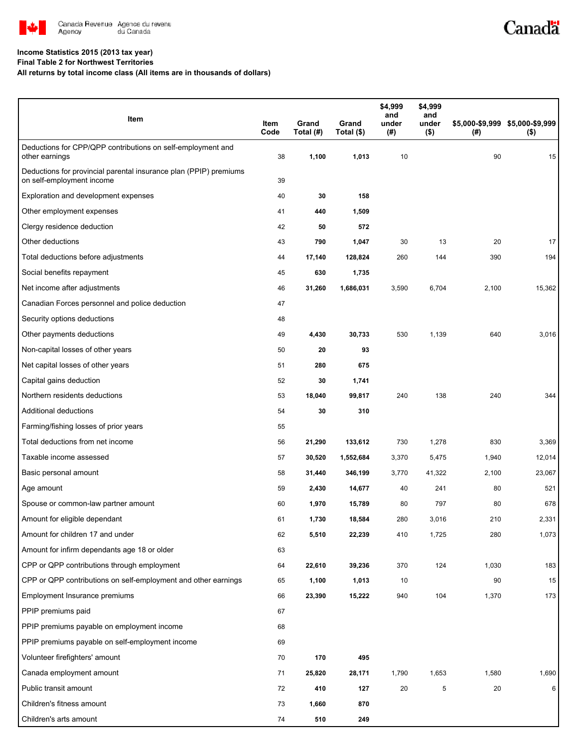Canada Revenue Agency / Agence du revenu du Canada

**Income Statistics 2015 (2013 tax year)**
**Final Table 2 for Northwest Territories**
**All returns by total income class (All items are in thousands of dollars)**

| Item | Item Code | Grand Total (#) | Grand Total ($) | $4,999 and under (#) | $4,999 and under ($) | $5,000-$9,999 (#) | $5,000-$9,999 ($) |
|---|---|---|---|---|---|---|---|
| Deductions for CPP/QPP contributions on self-employment and other earnings | 38 | **1,100** | **1,013** | 10 | | 90 | 15 |
| Deductions for provincial parental insurance plan (PPIP) premiums on self-employment income | 39 | | | | | | |
| Exploration and development expenses | 40 | **30** | **158** | | | | |
| Other employment expenses | 41 | **440** | **1,509** | | | | |
| Clergy residence deduction | 42 | **50** | **572** | | | | |
| Other deductions | 43 | **790** | **1,047** | 30 | 13 | 20 | 17 |
| Total deductions before adjustments | 44 | **17,140** | **128,824** | 260 | 144 | 390 | 194 |
| Social benefits repayment | 45 | **630** | **1,735** | | | | |
| Net income after adjustments | 46 | **31,260** | **1,686,031** | 3,590 | 6,704 | 2,100 | 15,362 |
| Canadian Forces personnel and police deduction | 47 | | | | | | |
| Security options deductions | 48 | | | | | | |
| Other payments deductions | 49 | **4,430** | **30,733** | 530 | 1,139 | 640 | 3,016 |
| Non-capital losses of other years | 50 | **20** | **93** | | | | |
| Net capital losses of other years | 51 | **280** | **675** | | | | |
| Capital gains deduction | 52 | **30** | **1,741** | | | | |
| Northern residents deductions | 53 | **18,040** | **99,817** | 240 | 138 | 240 | 344 |
| Additional deductions | 54 | **30** | **310** | | | | |
| Farming/fishing losses of prior years | 55 | | | | | | |
| Total deductions from net income | 56 | **21,290** | **133,612** | 730 | 1,278 | 830 | 3,369 |
| Taxable income assessed | 57 | **30,520** | **1,552,684** | 3,370 | 5,475 | 1,940 | 12,014 |
| Basic personal amount | 58 | **31,440** | **346,199** | 3,770 | 41,322 | 2,100 | 23,067 |
| Age amount | 59 | **2,430** | **14,677** | 40 | 241 | 80 | 521 |
| Spouse or common-law partner amount | 60 | **1,970** | **15,789** | 80 | 797 | 80 | 678 |
| Amount for eligible dependant | 61 | **1,730** | **18,584** | 280 | 3,016 | 210 | 2,331 |
| Amount for children 17 and under | 62 | **5,510** | **22,239** | 410 | 1,725 | 280 | 1,073 |
| Amount for infirm dependants age 18 or older | 63 | | | | | | |
| CPP or QPP contributions through employment | 64 | **22,610** | **39,236** | 370 | 124 | 1,030 | 183 |
| CPP or QPP contributions on self-employment and other earnings | 65 | **1,100** | **1,013** | 10 | | 90 | 15 |
| Employment Insurance premiums | 66 | **23,390** | **15,222** | 940 | 104 | 1,370 | 173 |
| PPIP premiums paid | 67 | | | | | | |
| PPIP premiums payable on employment income | 68 | | | | | | |
| PPIP premiums payable on self-employment income | 69 | | | | | | |
| Volunteer firefighters' amount | 70 | **170** | **495** | | | | |
| Canada employment amount | 71 | **25,820** | **28,171** | 1,790 | 1,653 | 1,580 | 1,690 |
| Public transit amount | 72 | **410** | **127** | 20 | 5 | 20 | 6 |
| Children's fitness amount | 73 | **1,660** | **870** | | | | |
| Children's arts amount | 74 | **510** | **249** | | | | |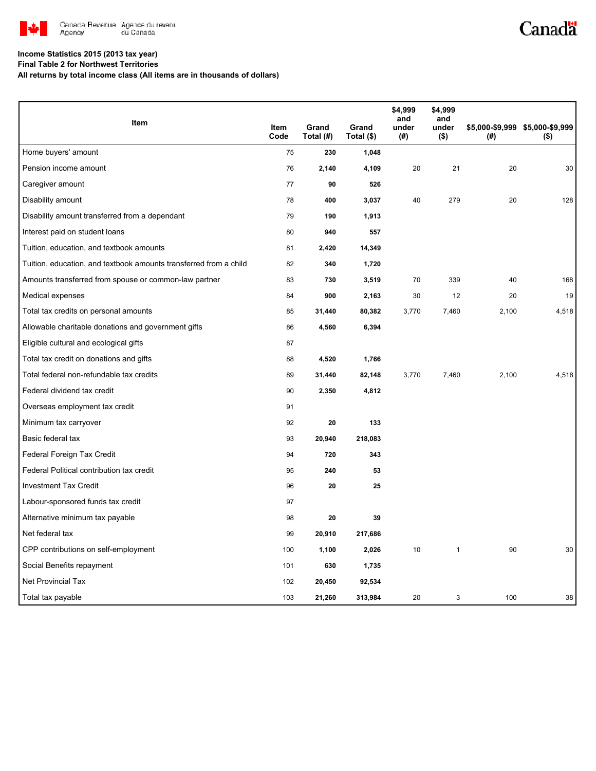**Income Statistics 2015 (2013 tax year)**
**Final Table 2 for Northwest Territories**
**All returns by total income class (All items are in thousands of dollars)**

| Item | Item Code | Grand Total (#) | Grand Total ($) | $4,999 and under (#) | $4,999 and under ($) | $5,000-$9,999 (#) | $5,000-$9,999 ($) |
|---|---|---|---|---|---|---|---|
| Home buyers' amount | 75 | **230** | **1,048** | | | | |
| Pension income amount | 76 | **2,140** | **4,109** | 20 | 21 | 20 | 30 |
| Caregiver amount | 77 | **90** | **526** | | | | |
| Disability amount | 78 | **400** | **3,037** | 40 | 279 | 20 | 128 |
| Disability amount transferred from a dependant | 79 | **190** | **1,913** | | | | |
| Interest paid on student loans | 80 | **940** | **557** | | | | |
| Tuition, education, and textbook amounts | 81 | **2,420** | **14,349** | | | | |
| Tuition, education, and textbook amounts transferred from a child | 82 | **340** | **1,720** | | | | |
| Amounts transferred from spouse or common-law partner | 83 | **730** | **3,519** | 70 | 339 | 40 | 168 |
| Medical expenses | 84 | **900** | **2,163** | 30 | 12 | 20 | 19 |
| Total tax credits on personal amounts | 85 | **31,440** | **80,382** | 3,770 | 7,460 | 2,100 | 4,518 |
| Allowable charitable donations and government gifts | 86 | **4,560** | **6,394** | | | | |
| Eligible cultural and ecological gifts | 87 | | | | | | |
| Total tax credit on donations and gifts | 88 | **4,520** | **1,766** | | | | |
| Total federal non-refundable tax credits | 89 | **31,440** | **82,148** | 3,770 | 7,460 | 2,100 | 4,518 |
| Federal dividend tax credit | 90 | **2,350** | **4,812** | | | | |
| Overseas employment tax credit | 91 | | | | | | |
| Minimum tax carryover | 92 | **20** | **133** | | | | |
| Basic federal tax | 93 | **20,940** | **218,083** | | | | |
| Federal Foreign Tax Credit | 94 | **720** | **343** | | | | |
| Federal Political contribution tax credit | 95 | **240** | **53** | | | | |
| Investment Tax Credit | 96 | **20** | **25** | | | | |
| Labour-sponsored funds tax credit | 97 | | | | | | |
| Alternative minimum tax payable | 98 | **20** | **39** | | | | |
| Net federal tax | 99 | **20,910** | **217,686** | | | | |
| CPP contributions on self-employment | 100 | **1,100** | **2,026** | 10 | 1 | 90 | 30 |
| Social Benefits repayment | 101 | **630** | **1,735** | | | | |
| Net Provincial Tax | 102 | **20,450** | **92,534** | | | | |
| Total tax payable | 103 | **21,260** | **313,984** | 20 | 3 | 100 | 38 |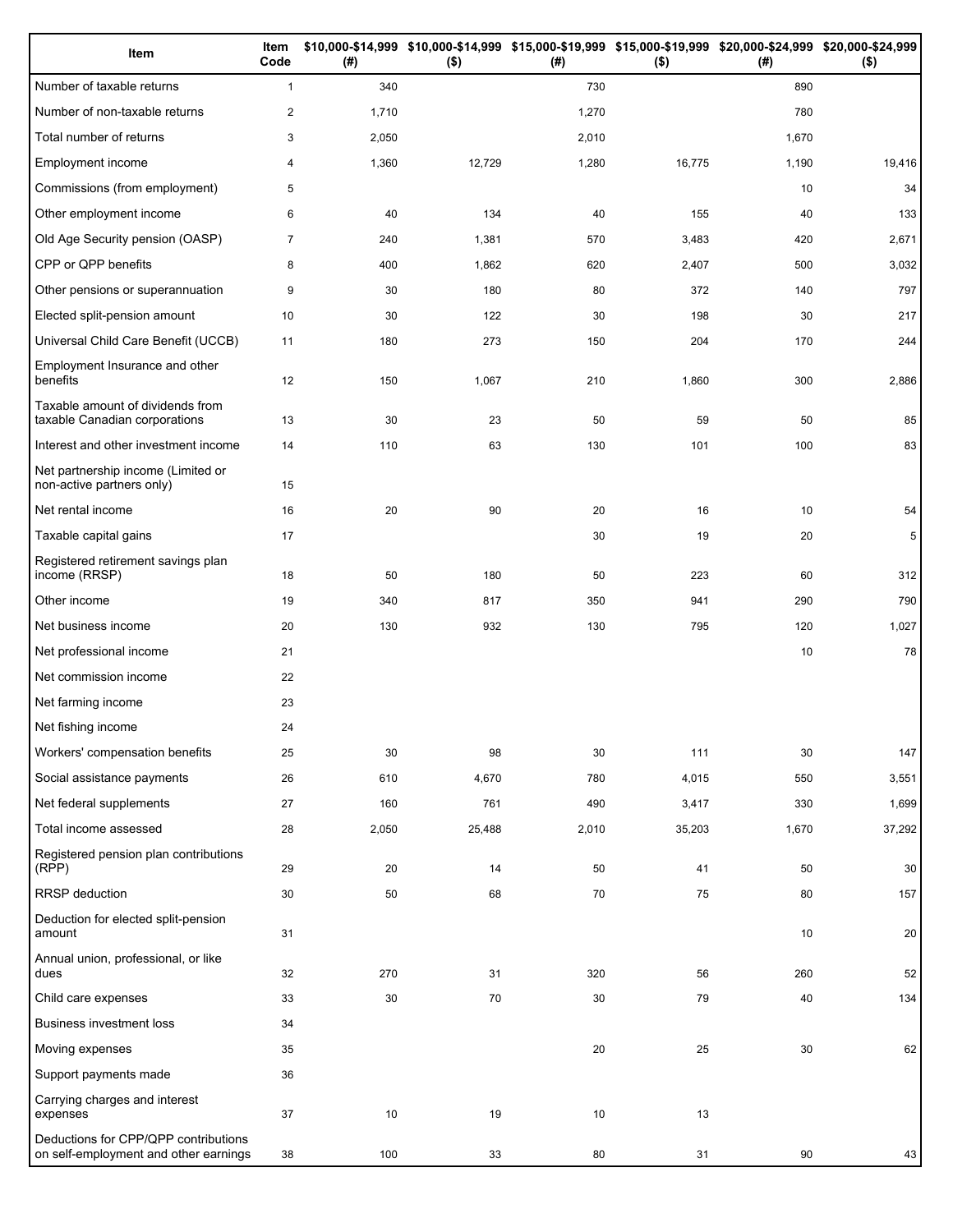| Item | Item Code | $10,000-$14,999 (#) | $10,000-$14,999 ($) | $15,000-$19,999 (#) | $15,000-$19,999 ($) | $20,000-$24,999 (#) | $20,000-$24,999 ($) |
|---|---|---|---|---|---|---|---|
| Number of taxable returns | 1 | 340 | | 730 | | 890 | |
| Number of non-taxable returns | 2 | 1,710 | | 1,270 | | 780 | |
| Total number of returns | 3 | 2,050 | | 2,010 | | 1,670 | |
| Employment income | 4 | 1,360 | 12,729 | 1,280 | 16,775 | 1,190 | 19,416 |
| Commissions (from employment) | 5 | | | | | 10 | 34 |
| Other employment income | 6 | 40 | 134 | 40 | 155 | 40 | 133 |
| Old Age Security pension (OASP) | 7 | 240 | 1,381 | 570 | 3,483 | 420 | 2,671 |
| CPP or QPP benefits | 8 | 400 | 1,862 | 620 | 2,407 | 500 | 3,032 |
| Other pensions or superannuation | 9 | 30 | 180 | 80 | 372 | 140 | 797 |
| Elected split-pension amount | 10 | 30 | 122 | 30 | 198 | 30 | 217 |
| Universal Child Care Benefit (UCCB) | 11 | 180 | 273 | 150 | 204 | 170 | 244 |
| Employment Insurance and other benefits | 12 | 150 | 1,067 | 210 | 1,860 | 300 | 2,886 |
| Taxable amount of dividends from taxable Canadian corporations | 13 | 30 | 23 | 50 | 59 | 50 | 85 |
| Interest and other investment income | 14 | 110 | 63 | 130 | 101 | 100 | 83 |
| Net partnership income (Limited or non-active partners only) | 15 | | | | | | |
| Net rental income | 16 | 20 | 90 | 20 | 16 | 10 | 54 |
| Taxable capital gains | 17 | | | 30 | 19 | 20 | 5 |
| Registered retirement savings plan income (RRSP) | 18 | 50 | 180 | 50 | 223 | 60 | 312 |
| Other income | 19 | 340 | 817 | 350 | 941 | 290 | 790 |
| Net business income | 20 | 130 | 932 | 130 | 795 | 120 | 1,027 |
| Net professional income | 21 | | | | | 10 | 78 |
| Net commission income | 22 | | | | | | |
| Net farming income | 23 | | | | | | |
| Net fishing income | 24 | | | | | | |
| Workers' compensation benefits | 25 | 30 | 98 | 30 | 111 | 30 | 147 |
| Social assistance payments | 26 | 610 | 4,670 | 780 | 4,015 | 550 | 3,551 |
| Net federal supplements | 27 | 160 | 761 | 490 | 3,417 | 330 | 1,699 |
| Total income assessed | 28 | 2,050 | 25,488 | 2,010 | 35,203 | 1,670 | 37,292 |
| Registered pension plan contributions (RPP) | 29 | 20 | 14 | 50 | 41 | 50 | 30 |
| RRSP deduction | 30 | 50 | 68 | 70 | 75 | 80 | 157 |
| Deduction for elected split-pension amount | 31 | | | | | 10 | 20 |
| Annual union, professional, or like dues | 32 | 270 | 31 | 320 | 56 | 260 | 52 |
| Child care expenses | 33 | 30 | 70 | 30 | 79 | 40 | 134 |
| Business investment loss | 34 | | | | | | |
| Moving expenses | 35 | | | 20 | 25 | 30 | 62 |
| Support payments made | 36 | | | | | | |
| Carrying charges and interest expenses | 37 | 10 | 19 | 10 | 13 | | |
| Deductions for CPP/QPP contributions on self-employment and other earnings | 38 | 100 | 33 | 80 | 31 | 90 | 43 |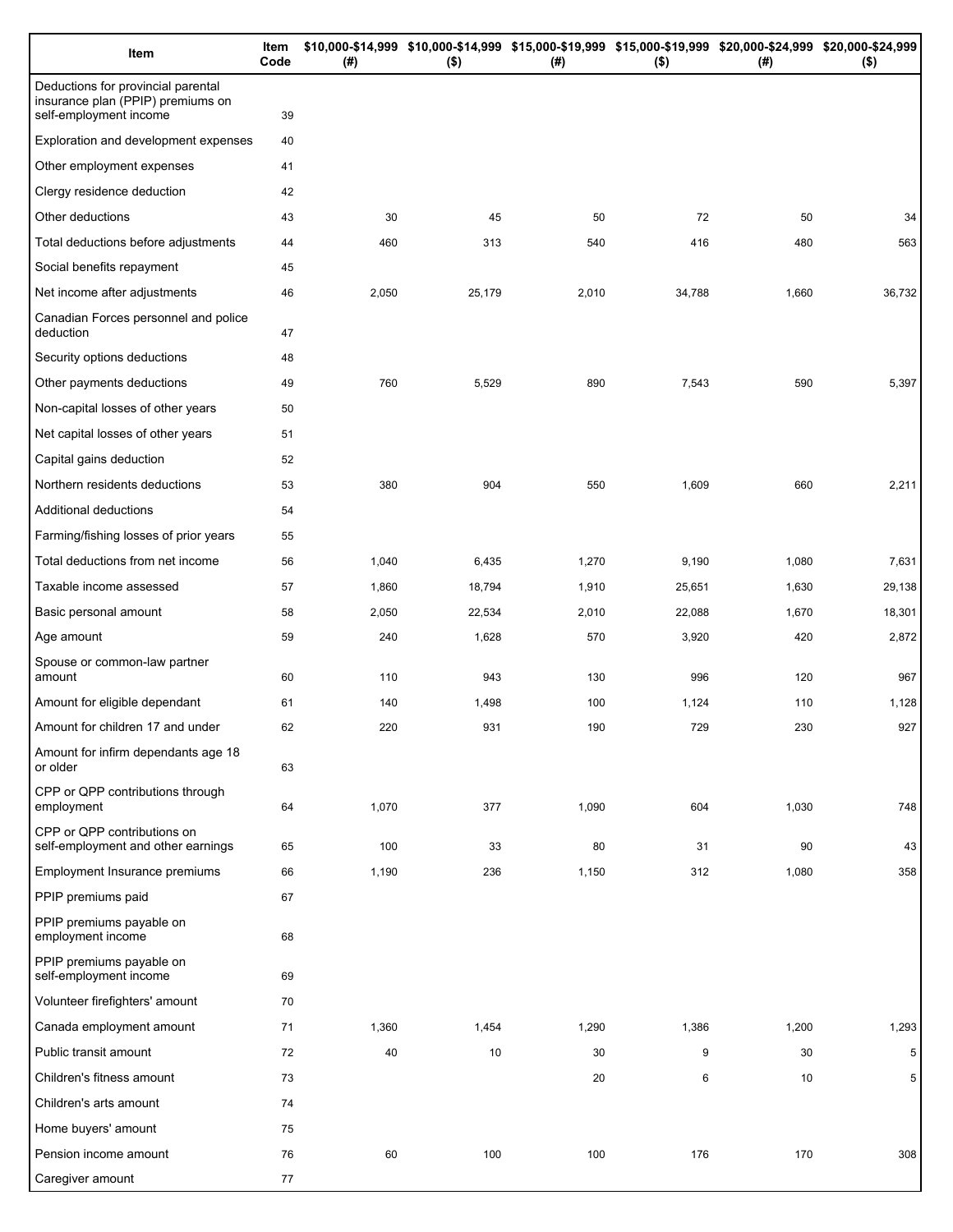| Item | Item Code | $10,000-$14,999 (#) | $10,000-$14,999 ($) | $15,000-$19,999 (#) | $15,000-$19,999 ($) | $20,000-$24,999 (#) | $20,000-$24,999 ($) |
|---|---|---|---|---|---|---|---|
| Deductions for provincial parental insurance plan (PPIP) premiums on self-employment income | 39 | | | | | | |
| Exploration and development expenses | 40 | | | | | | |
| Other employment expenses | 41 | | | | | | |
| Clergy residence deduction | 42 | | | | | | |
| Other deductions | 43 | 30 | 45 | 50 | 72 | 50 | 34 |
| Total deductions before adjustments | 44 | 460 | 313 | 540 | 416 | 480 | 563 |
| Social benefits repayment | 45 | | | | | | |
| Net income after adjustments | 46 | 2,050 | 25,179 | 2,010 | 34,788 | 1,660 | 36,732 |
| Canadian Forces personnel and police deduction | 47 | | | | | | |
| Security options deductions | 48 | | | | | | |
| Other payments deductions | 49 | 760 | 5,529 | 890 | 7,543 | 590 | 5,397 |
| Non-capital losses of other years | 50 | | | | | | |
| Net capital losses of other years | 51 | | | | | | |
| Capital gains deduction | 52 | | | | | | |
| Northern residents deductions | 53 | 380 | 904 | 550 | 1,609 | 660 | 2,211 |
| Additional deductions | 54 | | | | | | |
| Farming/fishing losses of prior years | 55 | | | | | | |
| Total deductions from net income | 56 | 1,040 | 6,435 | 1,270 | 9,190 | 1,080 | 7,631 |
| Taxable income assessed | 57 | 1,860 | 18,794 | 1,910 | 25,651 | 1,630 | 29,138 |
| Basic personal amount | 58 | 2,050 | 22,534 | 2,010 | 22,088 | 1,670 | 18,301 |
| Age amount | 59 | 240 | 1,628 | 570 | 3,920 | 420 | 2,872 |
| Spouse or common-law partner amount | 60 | 110 | 943 | 130 | 996 | 120 | 967 |
| Amount for eligible dependant | 61 | 140 | 1,498 | 100 | 1,124 | 110 | 1,128 |
| Amount for children 17 and under | 62 | 220 | 931 | 190 | 729 | 230 | 927 |
| Amount for infirm dependants age 18 or older | 63 | | | | | | |
| CPP or QPP contributions through employment | 64 | 1,070 | 377 | 1,090 | 604 | 1,030 | 748 |
| CPP or QPP contributions on self-employment and other earnings | 65 | 100 | 33 | 80 | 31 | 90 | 43 |
| Employment Insurance premiums | 66 | 1,190 | 236 | 1,150 | 312 | 1,080 | 358 |
| PPIP premiums paid | 67 | | | | | | |
| PPIP premiums payable on employment income | 68 | | | | | | |
| PPIP premiums payable on self-employment income | 69 | | | | | | |
| Volunteer firefighters' amount | 70 | | | | | | |
| Canada employment amount | 71 | 1,360 | 1,454 | 1,290 | 1,386 | 1,200 | 1,293 |
| Public transit amount | 72 | 40 | 10 | 30 | 9 | 30 | 5 |
| Children's fitness amount | 73 | | | 20 | 6 | 10 | 5 |
| Children's arts amount | 74 | | | | | | |
| Home buyers' amount | 75 | | | | | | |
| Pension income amount | 76 | 60 | 100 | 100 | 176 | 170 | 308 |
| Caregiver amount | 77 | | | | | | |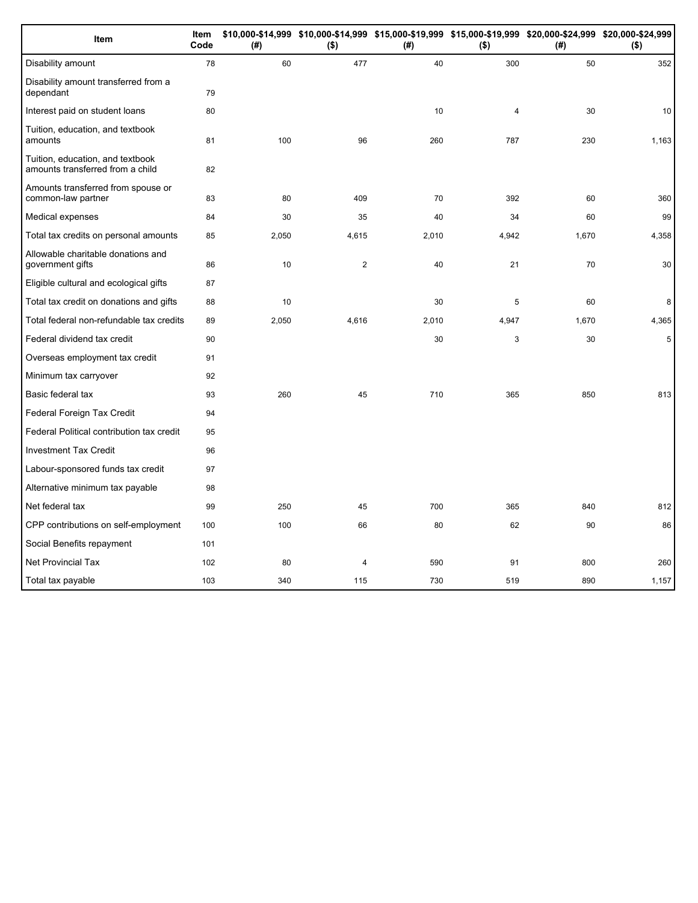| Item | Item Code | $10,000-$14,999 (#) | $10,000-$14,999 ($) | $15,000-$19,999 (#) | $15,000-$19,999 ($) | $20,000-$24,999 (#) | $20,000-$24,999 ($) |
|---|---|---|---|---|---|---|---|
| Disability amount | 78 | 60 | 477 | 40 | 300 | 50 | 352 |
| Disability amount transferred from a dependant | 79 | | | | | | |
| Interest paid on student loans | 80 | | | 10 | 4 | 30 | 10 |
| Tuition, education, and textbook amounts | 81 | 100 | 96 | 260 | 787 | 230 | 1,163 |
| Tuition, education, and textbook amounts transferred from a child | 82 | | | | | | |
| Amounts transferred from spouse or common-law partner | 83 | 80 | 409 | 70 | 392 | 60 | 360 |
| Medical expenses | 84 | 30 | 35 | 40 | 34 | 60 | 99 |
| Total tax credits on personal amounts | 85 | 2,050 | 4,615 | 2,010 | 4,942 | 1,670 | 4,358 |
| Allowable charitable donations and government gifts | 86 | 10 | 2 | 40 | 21 | 70 | 30 |
| Eligible cultural and ecological gifts | 87 | | | | | | |
| Total tax credit on donations and gifts | 88 | 10 | | 30 | 5 | 60 | 8 |
| Total federal non-refundable tax credits | 89 | 2,050 | 4,616 | 2,010 | 4,947 | 1,670 | 4,365 |
| Federal dividend tax credit | 90 | | | 30 | 3 | 30 | 5 |
| Overseas employment tax credit | 91 | | | | | | |
| Minimum tax carryover | 92 | | | | | | |
| Basic federal tax | 93 | 260 | 45 | 710 | 365 | 850 | 813 |
| Federal Foreign Tax Credit | 94 | | | | | | |
| Federal Political contribution tax credit | 95 | | | | | | |
| Investment Tax Credit | 96 | | | | | | |
| Labour-sponsored funds tax credit | 97 | | | | | | |
| Alternative minimum tax payable | 98 | | | | | | |
| Net federal tax | 99 | 250 | 45 | 700 | 365 | 840 | 812 |
| CPP contributions on self-employment | 100 | 100 | 66 | 80 | 62 | 90 | 86 |
| Social Benefits repayment | 101 | | | | | | |
| Net Provincial Tax | 102 | 80 | 4 | 590 | 91 | 800 | 260 |
| Total tax payable | 103 | 340 | 115 | 730 | 519 | 890 | 1,157 |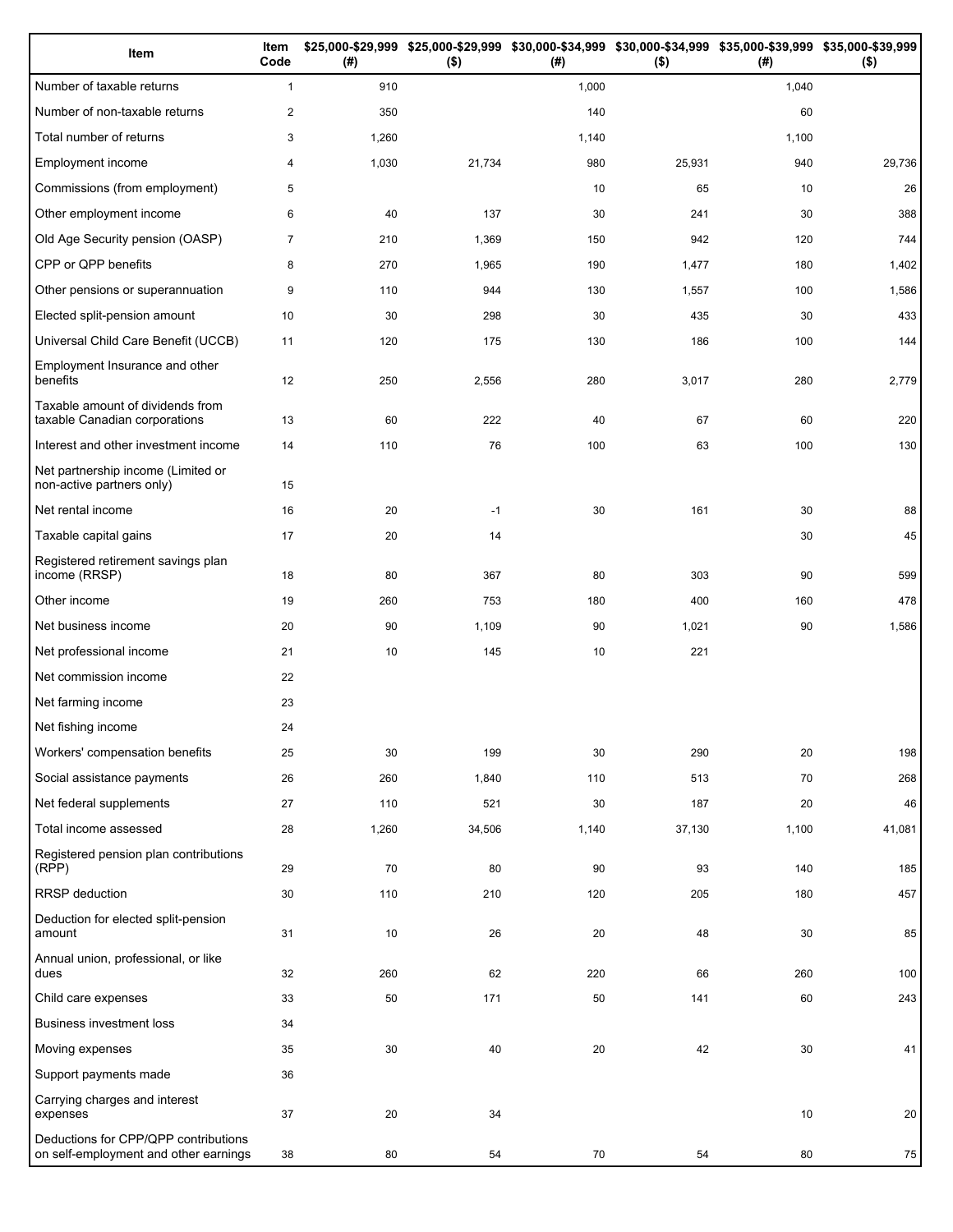| Item | Item Code | $25,000-$29,999 (#) | $25,000-$29,999 ($) | $30,000-$34,999 (#) | $30,000-$34,999 ($) | $35,000-$39,999 (#) | $35,000-$39,999 ($) |
|---|---|---|---|---|---|---|---|
| Number of taxable returns | 1 | 910 | | 1,000 | | 1,040 | |
| Number of non-taxable returns | 2 | 350 | | 140 | | 60 | |
| Total number of returns | 3 | 1,260 | | 1,140 | | 1,100 | |
| Employment income | 4 | 1,030 | 21,734 | 980 | 25,931 | 940 | 29,736 |
| Commissions (from employment) | 5 | | | 10 | 65 | 10 | 26 |
| Other employment income | 6 | 40 | 137 | 30 | 241 | 30 | 388 |
| Old Age Security pension (OASP) | 7 | 210 | 1,369 | 150 | 942 | 120 | 744 |
| CPP or QPP benefits | 8 | 270 | 1,965 | 190 | 1,477 | 180 | 1,402 |
| Other pensions or superannuation | 9 | 110 | 944 | 130 | 1,557 | 100 | 1,586 |
| Elected split-pension amount | 10 | 30 | 298 | 30 | 435 | 30 | 433 |
| Universal Child Care Benefit (UCCB) | 11 | 120 | 175 | 130 | 186 | 100 | 144 |
| Employment Insurance and other benefits | 12 | 250 | 2,556 | 280 | 3,017 | 280 | 2,779 |
| Taxable amount of dividends from taxable Canadian corporations | 13 | 60 | 222 | 40 | 67 | 60 | 220 |
| Interest and other investment income | 14 | 110 | 76 | 100 | 63 | 100 | 130 |
| Net partnership income (Limited or non-active partners only) | 15 | | | | | | |
| Net rental income | 16 | 20 | -1 | 30 | 161 | 30 | 88 |
| Taxable capital gains | 17 | 20 | 14 | | | 30 | 45 |
| Registered retirement savings plan income (RRSP) | 18 | 80 | 367 | 80 | 303 | 90 | 599 |
| Other income | 19 | 260 | 753 | 180 | 400 | 160 | 478 |
| Net business income | 20 | 90 | 1,109 | 90 | 1,021 | 90 | 1,586 |
| Net professional income | 21 | 10 | 145 | 10 | 221 | | |
| Net commission income | 22 | | | | | | |
| Net farming income | 23 | | | | | | |
| Net fishing income | 24 | | | | | | |
| Workers' compensation benefits | 25 | 30 | 199 | 30 | 290 | 20 | 198 |
| Social assistance payments | 26 | 260 | 1,840 | 110 | 513 | 70 | 268 |
| Net federal supplements | 27 | 110 | 521 | 30 | 187 | 20 | 46 |
| Total income assessed | 28 | 1,260 | 34,506 | 1,140 | 37,130 | 1,100 | 41,081 |
| Registered pension plan contributions (RPP) | 29 | 70 | 80 | 90 | 93 | 140 | 185 |
| RRSP deduction | 30 | 110 | 210 | 120 | 205 | 180 | 457 |
| Deduction for elected split-pension amount | 31 | 10 | 26 | 20 | 48 | 30 | 85 |
| Annual union, professional, or like dues | 32 | 260 | 62 | 220 | 66 | 260 | 100 |
| Child care expenses | 33 | 50 | 171 | 50 | 141 | 60 | 243 |
| Business investment loss | 34 | | | | | | |
| Moving expenses | 35 | 30 | 40 | 20 | 42 | 30 | 41 |
| Support payments made | 36 | | | | | | |
| Carrying charges and interest expenses | 37 | 20 | 34 | | | 10 | 20 |
| Deductions for CPP/QPP contributions on self-employment and other earnings | 38 | 80 | 54 | 70 | 54 | 80 | 75 |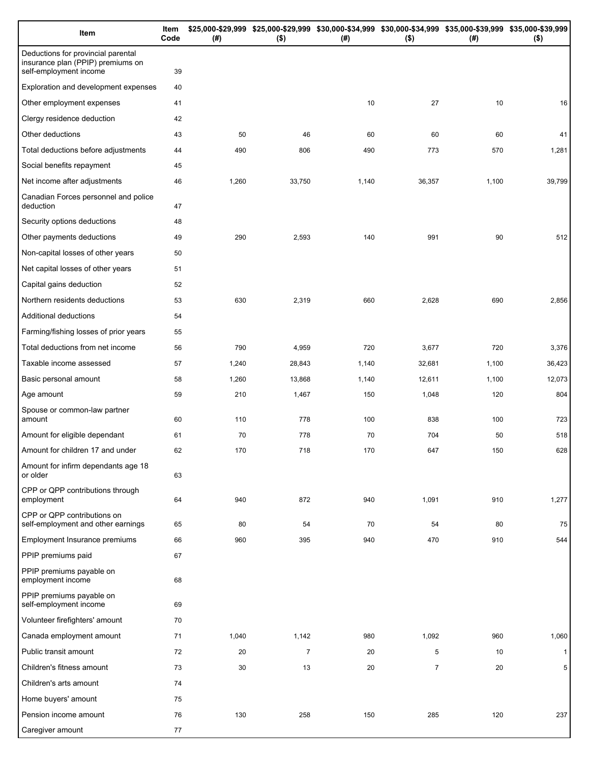| Item | Item Code | $25,000-$29,999 (#) | $25,000-$29,999 ($) | $30,000-$34,999 (#) | $30,000-$34,999 ($) | $35,000-$39,999 (#) | $35,000-$39,999 ($) |
|---|---|---|---|---|---|---|---|
| Deductions for provincial parental insurance plan (PPIP) premiums on self-employment income | 39 | | | | | | |
| Exploration and development expenses | 40 | | | | | | |
| Other employment expenses | 41 | | | 10 | 27 | 10 | 16 |
| Clergy residence deduction | 42 | | | | | | |
| Other deductions | 43 | 50 | 46 | 60 | 60 | 60 | 41 |
| Total deductions before adjustments | 44 | 490 | 806 | 490 | 773 | 570 | 1,281 |
| Social benefits repayment | 45 | | | | | | |
| Net income after adjustments | 46 | 1,260 | 33,750 | 1,140 | 36,357 | 1,100 | 39,799 |
| Canadian Forces personnel and police deduction | 47 | | | | | | |
| Security options deductions | 48 | | | | | | |
| Other payments deductions | 49 | 290 | 2,593 | 140 | 991 | 90 | 512 |
| Non-capital losses of other years | 50 | | | | | | |
| Net capital losses of other years | 51 | | | | | | |
| Capital gains deduction | 52 | | | | | | |
| Northern residents deductions | 53 | 630 | 2,319 | 660 | 2,628 | 690 | 2,856 |
| Additional deductions | 54 | | | | | | |
| Farming/fishing losses of prior years | 55 | | | | | | |
| Total deductions from net income | 56 | 790 | 4,959 | 720 | 3,677 | 720 | 3,376 |
| Taxable income assessed | 57 | 1,240 | 28,843 | 1,140 | 32,681 | 1,100 | 36,423 |
| Basic personal amount | 58 | 1,260 | 13,868 | 1,140 | 12,611 | 1,100 | 12,073 |
| Age amount | 59 | 210 | 1,467 | 150 | 1,048 | 120 | 804 |
| Spouse or common-law partner amount | 60 | 110 | 778 | 100 | 838 | 100 | 723 |
| Amount for eligible dependant | 61 | 70 | 778 | 70 | 704 | 50 | 518 |
| Amount for children 17 and under | 62 | 170 | 718 | 170 | 647 | 150 | 628 |
| Amount for infirm dependants age 18 or older | 63 | | | | | | |
| CPP or QPP contributions through employment | 64 | 940 | 872 | 940 | 1,091 | 910 | 1,277 |
| CPP or QPP contributions on self-employment and other earnings | 65 | 80 | 54 | 70 | 54 | 80 | 75 |
| Employment Insurance premiums | 66 | 960 | 395 | 940 | 470 | 910 | 544 |
| PPIP premiums paid | 67 | | | | | | |
| PPIP premiums payable on employment income | 68 | | | | | | |
| PPIP premiums payable on self-employment income | 69 | | | | | | |
| Volunteer firefighters' amount | 70 | | | | | | |
| Canada employment amount | 71 | 1,040 | 1,142 | 980 | 1,092 | 960 | 1,060 |
| Public transit amount | 72 | 20 | 7 | 20 | 5 | 10 | 1 |
| Children's fitness amount | 73 | 30 | 13 | 20 | 7 | 20 | 5 |
| Children's arts amount | 74 | | | | | | |
| Home buyers' amount | 75 | | | | | | |
| Pension income amount | 76 | 130 | 258 | 150 | 285 | 120 | 237 |
| Caregiver amount | 77 | | | | | | |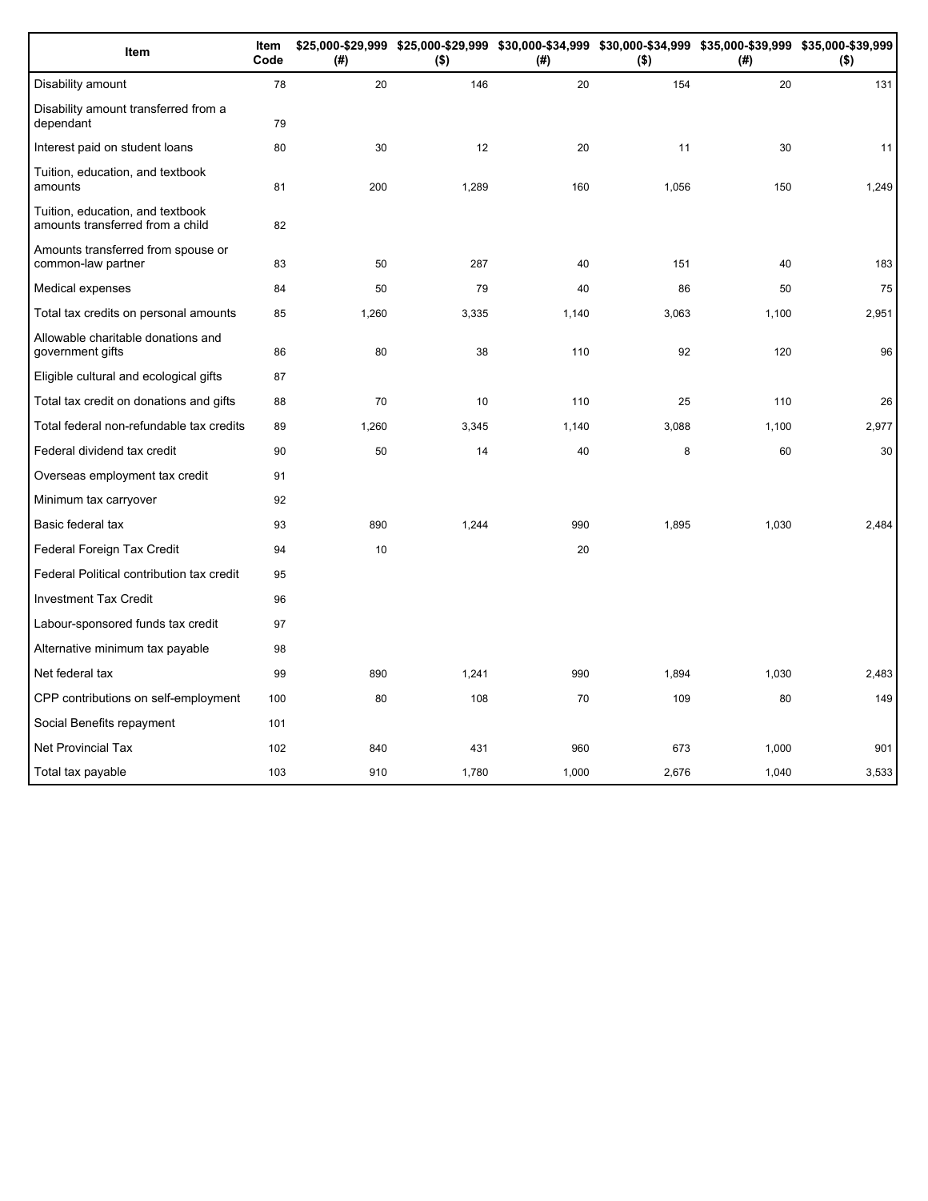| Item | Item Code | $25,000-$29,999 (#) | $25,000-$29,999 ($) | $30,000-$34,999 (#) | $30,000-$34,999 ($) | $35,000-$39,999 (#) | $35,000-$39,999 ($) |
|---|---|---|---|---|---|---|---|
| Disability amount | 78 | 20 | 146 | 20 | 154 | 20 | 131 |
| Disability amount transferred from a dependant | 79 | | | | | | |
| Interest paid on student loans | 80 | 30 | 12 | 20 | 11 | 30 | 11 |
| Tuition, education, and textbook amounts | 81 | 200 | 1,289 | 160 | 1,056 | 150 | 1,249 |
| Tuition, education, and textbook amounts transferred from a child | 82 | | | | | | |
| Amounts transferred from spouse or common-law partner | 83 | 50 | 287 | 40 | 151 | 40 | 183 |
| Medical expenses | 84 | 50 | 79 | 40 | 86 | 50 | 75 |
| Total tax credits on personal amounts | 85 | 1,260 | 3,335 | 1,140 | 3,063 | 1,100 | 2,951 |
| Allowable charitable donations and government gifts | 86 | 80 | 38 | 110 | 92 | 120 | 96 |
| Eligible cultural and ecological gifts | 87 | | | | | | |
| Total tax credit on donations and gifts | 88 | 70 | 10 | 110 | 25 | 110 | 26 |
| Total federal non-refundable tax credits | 89 | 1,260 | 3,345 | 1,140 | 3,088 | 1,100 | 2,977 |
| Federal dividend tax credit | 90 | 50 | 14 | 40 | 8 | 60 | 30 |
| Overseas employment tax credit | 91 | | | | | | |
| Minimum tax carryover | 92 | | | | | | |
| Basic federal tax | 93 | 890 | 1,244 | 990 | 1,895 | 1,030 | 2,484 |
| Federal Foreign Tax Credit | 94 | 10 | | 20 | | | |
| Federal Political contribution tax credit | 95 | | | | | | |
| Investment Tax Credit | 96 | | | | | | |
| Labour-sponsored funds tax credit | 97 | | | | | | |
| Alternative minimum tax payable | 98 | | | | | | |
| Net federal tax | 99 | 890 | 1,241 | 990 | 1,894 | 1,030 | 2,483 |
| CPP contributions on self-employment | 100 | 80 | 108 | 70 | 109 | 80 | 149 |
| Social Benefits repayment | 101 | | | | | | |
| Net Provincial Tax | 102 | 840 | 431 | 960 | 673 | 1,000 | 901 |
| Total tax payable | 103 | 910 | 1,780 | 1,000 | 2,676 | 1,040 | 3,533 |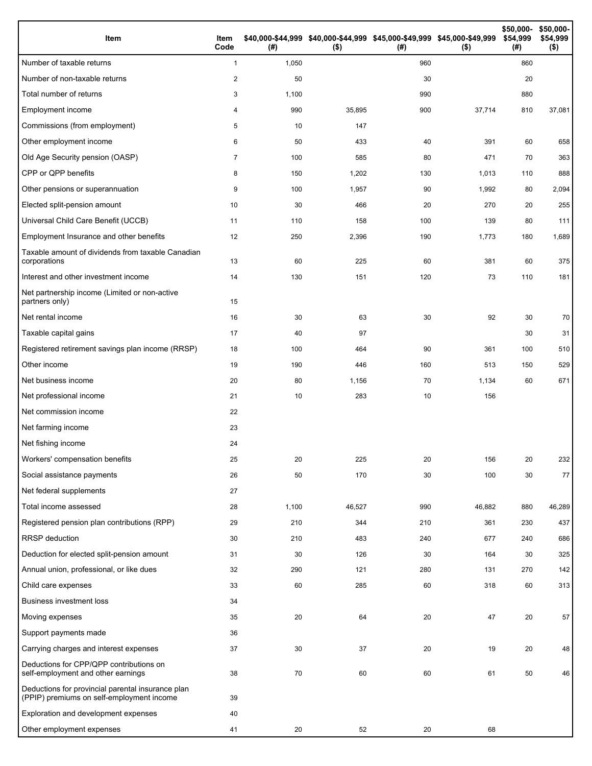| Item | Item Code | $40,000-$44,999 (#) | $40,000-$44,999 ($) | $45,000-$49,999 (#) | $45,000-$49,999 ($) | $50,000-$54,999 (#) | $50,000-$54,999 ($) |
|---|---|---|---|---|---|---|---|
| Number of taxable returns | 1 | 1,050 | | 960 | | 860 | |
| Number of non-taxable returns | 2 | 50 | | 30 | | 20 | |
| Total number of returns | 3 | 1,100 | | 990 | | 880 | |
| Employment income | 4 | 990 | 35,895 | 900 | 37,714 | 810 | 37,081 |
| Commissions (from employment) | 5 | 10 | 147 | | | | |
| Other employment income | 6 | 50 | 433 | 40 | 391 | 60 | 658 |
| Old Age Security pension (OASP) | 7 | 100 | 585 | 80 | 471 | 70 | 363 |
| CPP or QPP benefits | 8 | 150 | 1,202 | 130 | 1,013 | 110 | 888 |
| Other pensions or superannuation | 9 | 100 | 1,957 | 90 | 1,992 | 80 | 2,094 |
| Elected split-pension amount | 10 | 30 | 466 | 20 | 270 | 20 | 255 |
| Universal Child Care Benefit (UCCB) | 11 | 110 | 158 | 100 | 139 | 80 | 111 |
| Employment Insurance and other benefits | 12 | 250 | 2,396 | 190 | 1,773 | 180 | 1,689 |
| Taxable amount of dividends from taxable Canadian corporations | 13 | 60 | 225 | 60 | 381 | 60 | 375 |
| Interest and other investment income | 14 | 130 | 151 | 120 | 73 | 110 | 181 |
| Net partnership income (Limited or non-active partners only) | 15 | | | | | | |
| Net rental income | 16 | 30 | 63 | 30 | 92 | 30 | 70 |
| Taxable capital gains | 17 | 40 | 97 | | | 30 | 31 |
| Registered retirement savings plan income (RRSP) | 18 | 100 | 464 | 90 | 361 | 100 | 510 |
| Other income | 19 | 190 | 446 | 160 | 513 | 150 | 529 |
| Net business income | 20 | 80 | 1,156 | 70 | 1,134 | 60 | 671 |
| Net professional income | 21 | 10 | 283 | 10 | 156 | | |
| Net commission income | 22 | | | | | | |
| Net farming income | 23 | | | | | | |
| Net fishing income | 24 | | | | | | |
| Workers' compensation benefits | 25 | 20 | 225 | 20 | 156 | 20 | 232 |
| Social assistance payments | 26 | 50 | 170 | 30 | 100 | 30 | 77 |
| Net federal supplements | 27 | | | | | | |
| Total income assessed | 28 | 1,100 | 46,527 | 990 | 46,882 | 880 | 46,289 |
| Registered pension plan contributions (RPP) | 29 | 210 | 344 | 210 | 361 | 230 | 437 |
| RRSP deduction | 30 | 210 | 483 | 240 | 677 | 240 | 686 |
| Deduction for elected split-pension amount | 31 | 30 | 126 | 30 | 164 | 30 | 325 |
| Annual union, professional, or like dues | 32 | 290 | 121 | 280 | 131 | 270 | 142 |
| Child care expenses | 33 | 60 | 285 | 60 | 318 | 60 | 313 |
| Business investment loss | 34 | | | | | | |
| Moving expenses | 35 | 20 | 64 | 20 | 47 | 20 | 57 |
| Support payments made | 36 | | | | | | |
| Carrying charges and interest expenses | 37 | 30 | 37 | 20 | 19 | 20 | 48 |
| Deductions for CPP/QPP contributions on self-employment and other earnings | 38 | 70 | 60 | 60 | 61 | 50 | 46 |
| Deductions for provincial parental insurance plan (PPIP) premiums on self-employment income | 39 | | | | | | |
| Exploration and development expenses | 40 | | | | | | |
| Other employment expenses | 41 | 20 | 52 | 20 | 68 | | |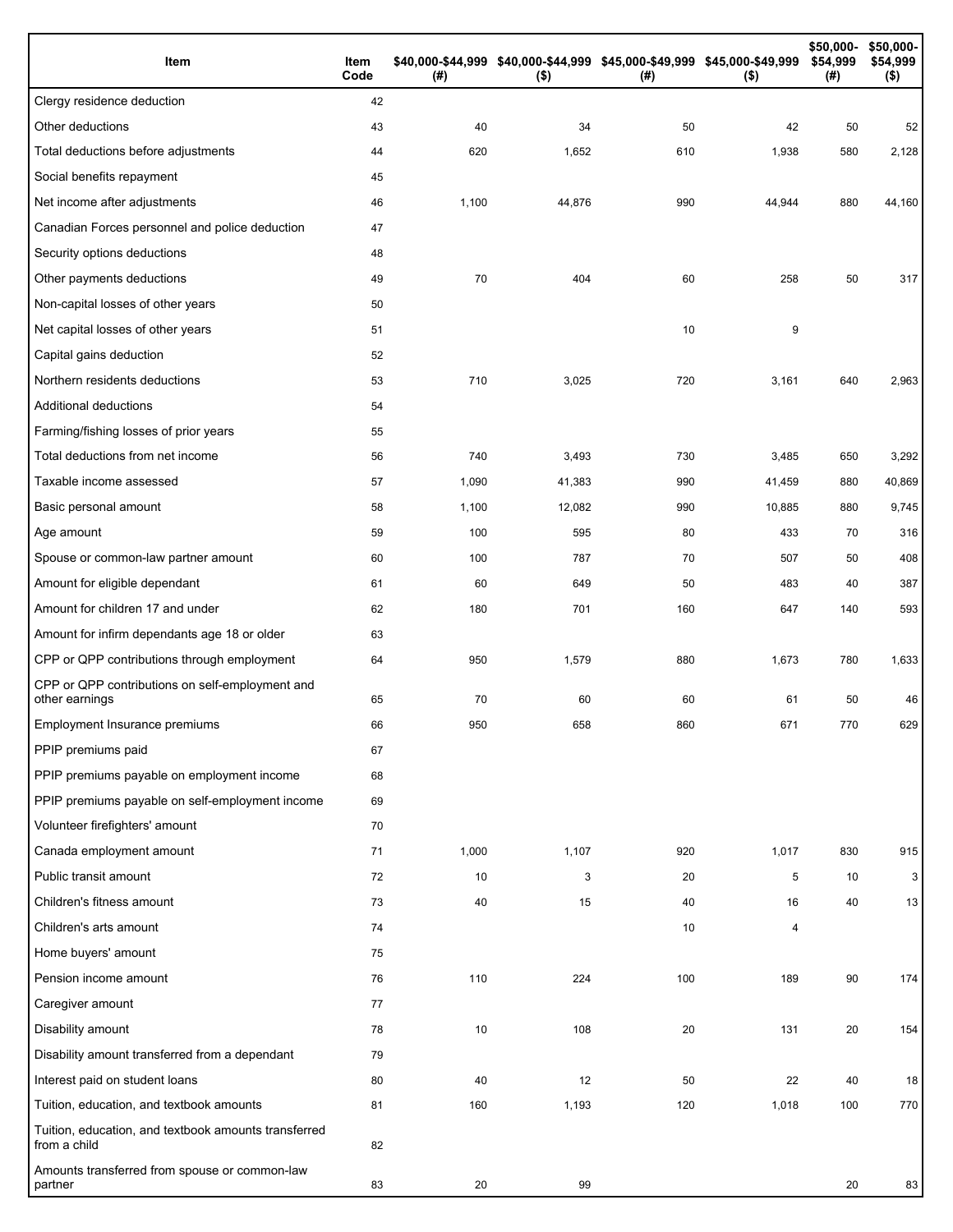| Item | Item Code | $40,000-$44,999 (#) | $40,000-$44,999 ($) | $45,000-$49,999 (#) | $45,000-$49,999 ($) | $50,000-$54,999 (#) | $50,000-$54,999 ($) |
|---|---|---|---|---|---|---|---|
| Clergy residence deduction | 42 | | | | | | |
| Other deductions | 43 | 40 | 34 | 50 | 42 | 50 | 52 |
| Total deductions before adjustments | 44 | 620 | 1,652 | 610 | 1,938 | 580 | 2,128 |
| Social benefits repayment | 45 | | | | | | |
| Net income after adjustments | 46 | 1,100 | 44,876 | 990 | 44,944 | 880 | 44,160 |
| Canadian Forces personnel and police deduction | 47 | | | | | | |
| Security options deductions | 48 | | | | | | |
| Other payments deductions | 49 | 70 | 404 | 60 | 258 | 50 | 317 |
| Non-capital losses of other years | 50 | | | | | | |
| Net capital losses of other years | 51 | | | 10 | 9 | | |
| Capital gains deduction | 52 | | | | | | |
| Northern residents deductions | 53 | 710 | 3,025 | 720 | 3,161 | 640 | 2,963 |
| Additional deductions | 54 | | | | | | |
| Farming/fishing losses of prior years | 55 | | | | | | |
| Total deductions from net income | 56 | 740 | 3,493 | 730 | 3,485 | 650 | 3,292 |
| Taxable income assessed | 57 | 1,090 | 41,383 | 990 | 41,459 | 880 | 40,869 |
| Basic personal amount | 58 | 1,100 | 12,082 | 990 | 10,885 | 880 | 9,745 |
| Age amount | 59 | 100 | 595 | 80 | 433 | 70 | 316 |
| Spouse or common-law partner amount | 60 | 100 | 787 | 70 | 507 | 50 | 408 |
| Amount for eligible dependant | 61 | 60 | 649 | 50 | 483 | 40 | 387 |
| Amount for children 17 and under | 62 | 180 | 701 | 160 | 647 | 140 | 593 |
| Amount for infirm dependants age 18 or older | 63 | | | | | | |
| CPP or QPP contributions through employment | 64 | 950 | 1,579 | 880 | 1,673 | 780 | 1,633 |
| CPP or QPP contributions on self-employment and other earnings | 65 | 70 | 60 | 60 | 61 | 50 | 46 |
| Employment Insurance premiums | 66 | 950 | 658 | 860 | 671 | 770 | 629 |
| PPIP premiums paid | 67 | | | | | | |
| PPIP premiums payable on employment income | 68 | | | | | | |
| PPIP premiums payable on self-employment income | 69 | | | | | | |
| Volunteer firefighters' amount | 70 | | | | | | |
| Canada employment amount | 71 | 1,000 | 1,107 | 920 | 1,017 | 830 | 915 |
| Public transit amount | 72 | 10 | 3 | 20 | 5 | 10 | 3 |
| Children's fitness amount | 73 | 40 | 15 | 40 | 16 | 40 | 13 |
| Children's arts amount | 74 | | | 10 | 4 | | |
| Home buyers' amount | 75 | | | | | | |
| Pension income amount | 76 | 110 | 224 | 100 | 189 | 90 | 174 |
| Caregiver amount | 77 | | | | | | |
| Disability amount | 78 | 10 | 108 | 20 | 131 | 20 | 154 |
| Disability amount transferred from a dependant | 79 | | | | | | |
| Interest paid on student loans | 80 | 40 | 12 | 50 | 22 | 40 | 18 |
| Tuition, education, and textbook amounts | 81 | 160 | 1,193 | 120 | 1,018 | 100 | 770 |
| Tuition, education, and textbook amounts transferred from a child | 82 | | | | | | |
| Amounts transferred from spouse or common-law partner | 83 | 20 | 99 | | | 20 | 83 |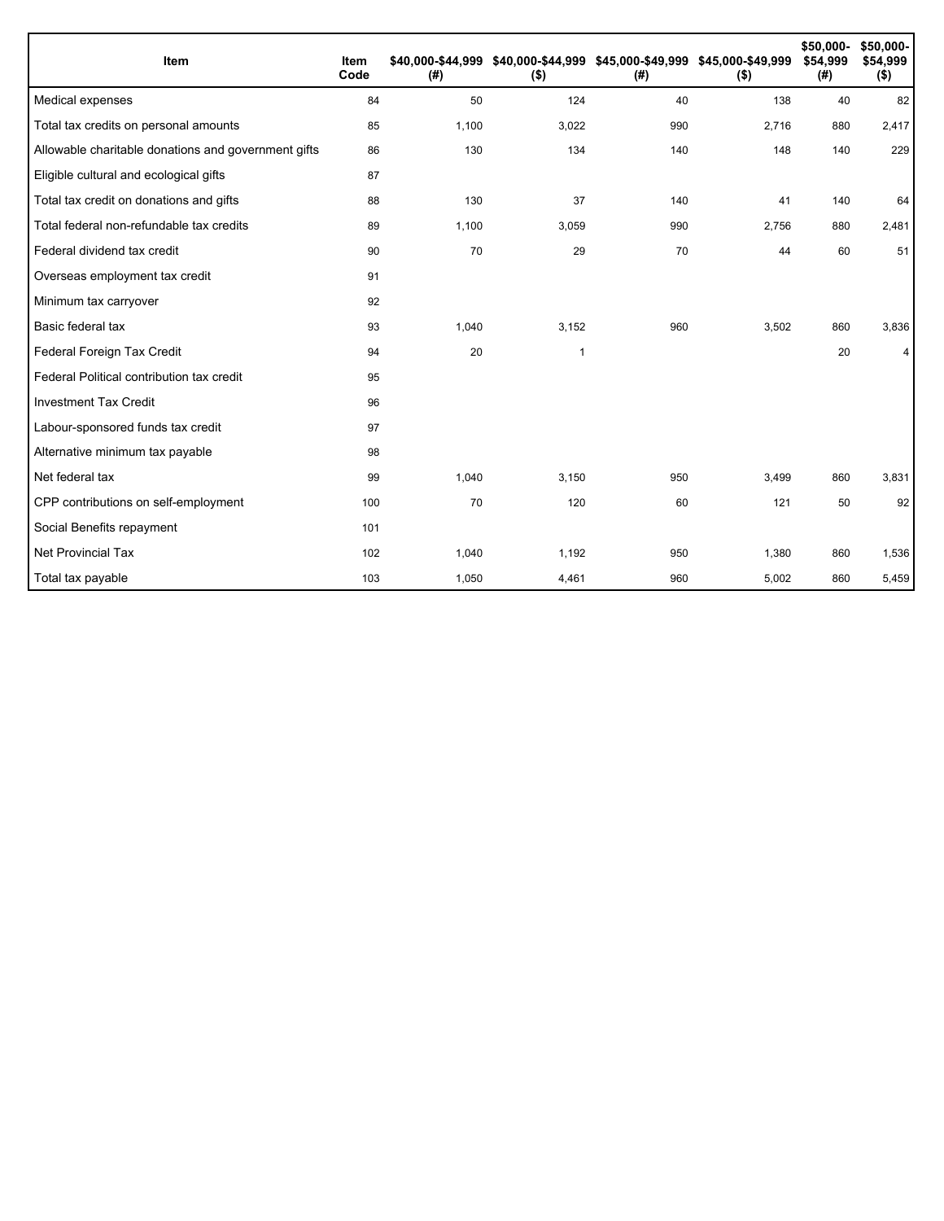| Item | Item Code | $40,000-$44,999 (#) | $40,000-$44,999 ($) | $45,000-$49,999 (#) | $45,000-$49,999 ($) | $50,000-$54,999 (#) | $50,000-$54,999 ($) |
|---|---|---|---|---|---|---|---|
| Medical expenses | 84 | 50 | 124 | 40 | 138 | 40 | 82 |
| Total tax credits on personal amounts | 85 | 1,100 | 3,022 | 990 | 2,716 | 880 | 2,417 |
| Allowable charitable donations and government gifts | 86 | 130 | 134 | 140 | 148 | 140 | 229 |
| Eligible cultural and ecological gifts | 87 | | | | | | |
| Total tax credit on donations and gifts | 88 | 130 | 37 | 140 | 41 | 140 | 64 |
| Total federal non-refundable tax credits | 89 | 1,100 | 3,059 | 990 | 2,756 | 880 | 2,481 |
| Federal dividend tax credit | 90 | 70 | 29 | 70 | 44 | 60 | 51 |
| Overseas employment tax credit | 91 | | | | | | |
| Minimum tax carryover | 92 | | | | | | |
| Basic federal tax | 93 | 1,040 | 3,152 | 960 | 3,502 | 860 | 3,836 |
| Federal Foreign Tax Credit | 94 | 20 | 1 | | | 20 | 4 |
| Federal Political contribution tax credit | 95 | | | | | | |
| Investment Tax Credit | 96 | | | | | | |
| Labour-sponsored funds tax credit | 97 | | | | | | |
| Alternative minimum tax payable | 98 | | | | | | |
| Net federal tax | 99 | 1,040 | 3,150 | 950 | 3,499 | 860 | 3,831 |
| CPP contributions on self-employment | 100 | 70 | 120 | 60 | 121 | 50 | 92 |
| Social Benefits repayment | 101 | | | | | | |
| Net Provincial Tax | 102 | 1,040 | 1,192 | 950 | 1,380 | 860 | 1,536 |
| Total tax payable | 103 | 1,050 | 4,461 | 960 | 5,002 | 860 | 5,459 |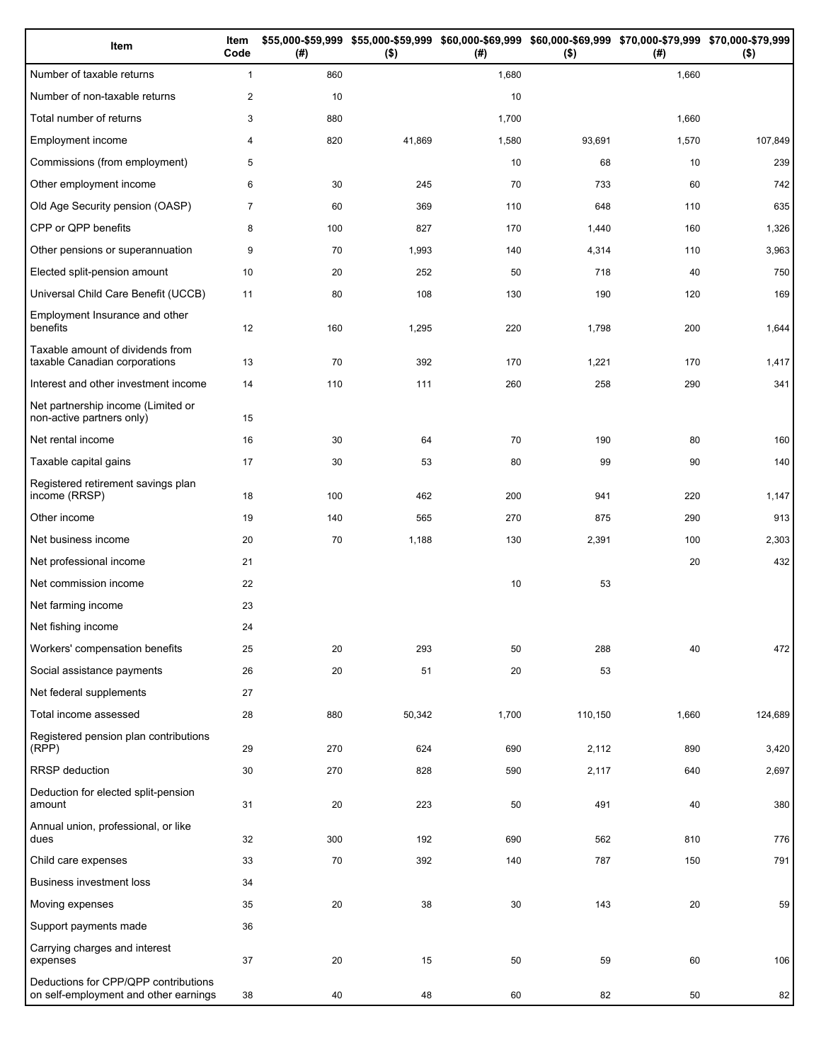| Item | Item Code | $55,000-$59,999 (#) | $55,000-$59,999 ($) | $60,000-$69,999 (#) | $60,000-$69,999 ($) | $70,000-$79,999 (#) | $70,000-$79,999 ($) |
|---|---|---|---|---|---|---|---|
| Number of taxable returns | 1 | 860 | | 1,680 | | 1,660 | |
| Number of non-taxable returns | 2 | 10 | | 10 | | | |
| Total number of returns | 3 | 880 | | 1,700 | | 1,660 | |
| Employment income | 4 | 820 | 41,869 | 1,580 | 93,691 | 1,570 | 107,849 |
| Commissions (from employment) | 5 | | | 10 | 68 | 10 | 239 |
| Other employment income | 6 | 30 | 245 | 70 | 733 | 60 | 742 |
| Old Age Security pension (OASP) | 7 | 60 | 369 | 110 | 648 | 110 | 635 |
| CPP or QPP benefits | 8 | 100 | 827 | 170 | 1,440 | 160 | 1,326 |
| Other pensions or superannuation | 9 | 70 | 1,993 | 140 | 4,314 | 110 | 3,963 |
| Elected split-pension amount | 10 | 20 | 252 | 50 | 718 | 40 | 750 |
| Universal Child Care Benefit (UCCB) | 11 | 80 | 108 | 130 | 190 | 120 | 169 |
| Employment Insurance and other benefits | 12 | 160 | 1,295 | 220 | 1,798 | 200 | 1,644 |
| Taxable amount of dividends from taxable Canadian corporations | 13 | 70 | 392 | 170 | 1,221 | 170 | 1,417 |
| Interest and other investment income | 14 | 110 | 111 | 260 | 258 | 290 | 341 |
| Net partnership income (Limited or non-active partners only) | 15 | | | | | | |
| Net rental income | 16 | 30 | 64 | 70 | 190 | 80 | 160 |
| Taxable capital gains | 17 | 30 | 53 | 80 | 99 | 90 | 140 |
| Registered retirement savings plan income (RRSP) | 18 | 100 | 462 | 200 | 941 | 220 | 1,147 |
| Other income | 19 | 140 | 565 | 270 | 875 | 290 | 913 |
| Net business income | 20 | 70 | 1,188 | 130 | 2,391 | 100 | 2,303 |
| Net professional income | 21 | | | | | 20 | 432 |
| Net commission income | 22 | | | 10 | 53 | | |
| Net farming income | 23 | | | | | | |
| Net fishing income | 24 | | | | | | |
| Workers' compensation benefits | 25 | 20 | 293 | 50 | 288 | 40 | 472 |
| Social assistance payments | 26 | 20 | 51 | 20 | 53 | | |
| Net federal supplements | 27 | | | | | | |
| Total income assessed | 28 | 880 | 50,342 | 1,700 | 110,150 | 1,660 | 124,689 |
| Registered pension plan contributions (RPP) | 29 | 270 | 624 | 690 | 2,112 | 890 | 3,420 |
| RRSP deduction | 30 | 270 | 828 | 590 | 2,117 | 640 | 2,697 |
| Deduction for elected split-pension amount | 31 | 20 | 223 | 50 | 491 | 40 | 380 |
| Annual union, professional, or like dues | 32 | 300 | 192 | 690 | 562 | 810 | 776 |
| Child care expenses | 33 | 70 | 392 | 140 | 787 | 150 | 791 |
| Business investment loss | 34 | | | | | | |
| Moving expenses | 35 | 20 | 38 | 30 | 143 | 20 | 59 |
| Support payments made | 36 | | | | | | |
| Carrying charges and interest expenses | 37 | 20 | 15 | 50 | 59 | 60 | 106 |
| Deductions for CPP/QPP contributions on self-employment and other earnings | 38 | 40 | 48 | 60 | 82 | 50 | 82 |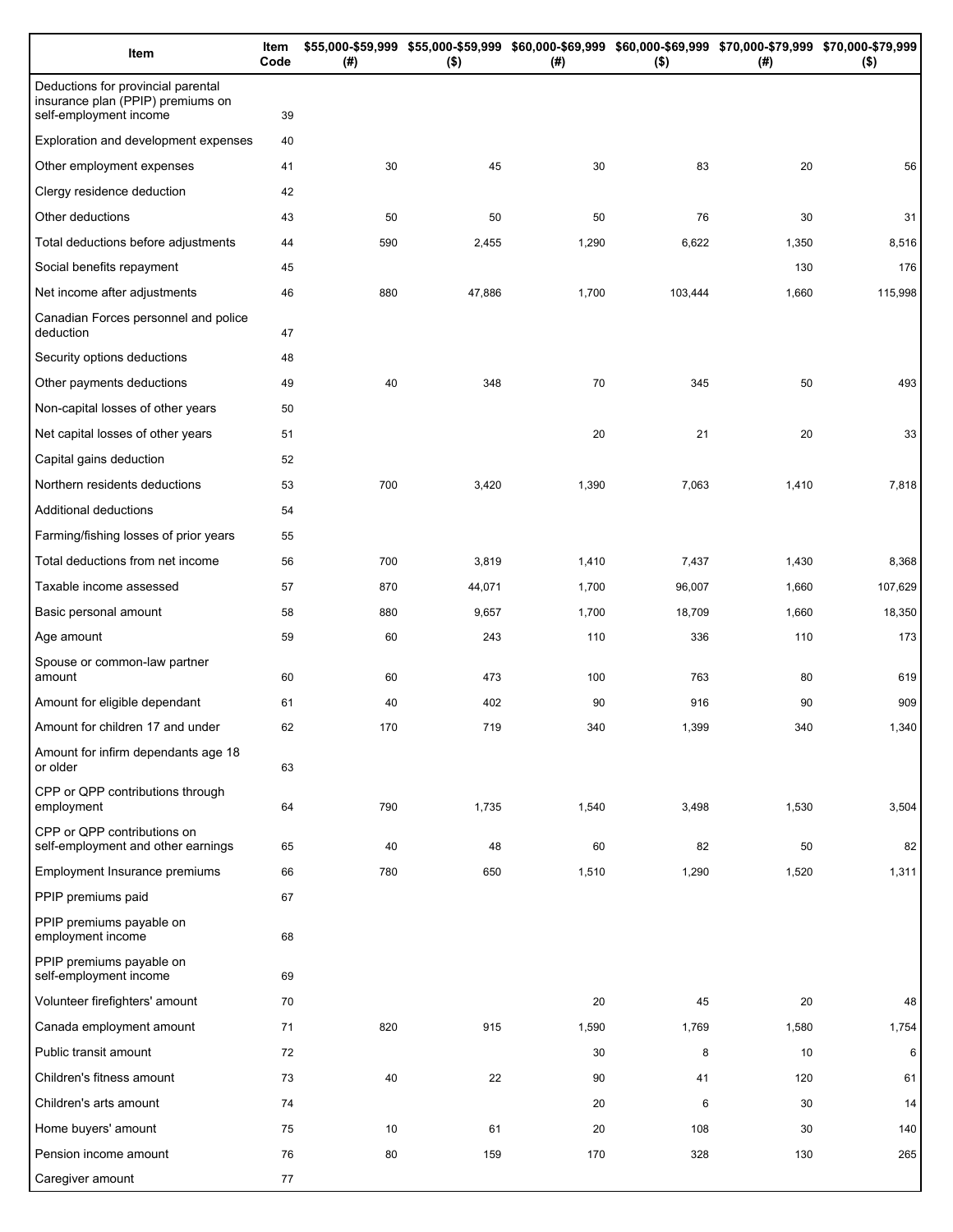| Item | Item Code | $55,000-$59,999 (#) | $55,000-$59,999 ($) | $60,000-$69,999 (#) | $60,000-$69,999 ($) | $70,000-$79,999 (#) | $70,000-$79,999 ($) |
|---|---|---|---|---|---|---|---|
| Deductions for provincial parental insurance plan (PPIP) premiums on self-employment income | 39 | | | | | | |
| Exploration and development expenses | 40 | | | | | | |
| Other employment expenses | 41 | 30 | 45 | 30 | 83 | 20 | 56 |
| Clergy residence deduction | 42 | | | | | | |
| Other deductions | 43 | 50 | 50 | 50 | 76 | 30 | 31 |
| Total deductions before adjustments | 44 | 590 | 2,455 | 1,290 | 6,622 | 1,350 | 8,516 |
| Social benefits repayment | 45 | | | | | 130 | 176 |
| Net income after adjustments | 46 | 880 | 47,886 | 1,700 | 103,444 | 1,660 | 115,998 |
| Canadian Forces personnel and police deduction | 47 | | | | | | |
| Security options deductions | 48 | | | | | | |
| Other payments deductions | 49 | 40 | 348 | 70 | 345 | 50 | 493 |
| Non-capital losses of other years | 50 | | | | | | |
| Net capital losses of other years | 51 | | | 20 | 21 | 20 | 33 |
| Capital gains deduction | 52 | | | | | | |
| Northern residents deductions | 53 | 700 | 3,420 | 1,390 | 7,063 | 1,410 | 7,818 |
| Additional deductions | 54 | | | | | | |
| Farming/fishing losses of prior years | 55 | | | | | | |
| Total deductions from net income | 56 | 700 | 3,819 | 1,410 | 7,437 | 1,430 | 8,368 |
| Taxable income assessed | 57 | 870 | 44,071 | 1,700 | 96,007 | 1,660 | 107,629 |
| Basic personal amount | 58 | 880 | 9,657 | 1,700 | 18,709 | 1,660 | 18,350 |
| Age amount | 59 | 60 | 243 | 110 | 336 | 110 | 173 |
| Spouse or common-law partner amount | 60 | 60 | 473 | 100 | 763 | 80 | 619 |
| Amount for eligible dependant | 61 | 40 | 402 | 90 | 916 | 90 | 909 |
| Amount for children 17 and under | 62 | 170 | 719 | 340 | 1,399 | 340 | 1,340 |
| Amount for infirm dependants age 18 or older | 63 | | | | | | |
| CPP or QPP contributions through employment | 64 | 790 | 1,735 | 1,540 | 3,498 | 1,530 | 3,504 |
| CPP or QPP contributions on self-employment and other earnings | 65 | 40 | 48 | 60 | 82 | 50 | 82 |
| Employment Insurance premiums | 66 | 780 | 650 | 1,510 | 1,290 | 1,520 | 1,311 |
| PPIP premiums paid | 67 | | | | | | |
| PPIP premiums payable on employment income | 68 | | | | | | |
| PPIP premiums payable on self-employment income | 69 | | | | | | |
| Volunteer firefighters' amount | 70 | | | 20 | 45 | 20 | 48 |
| Canada employment amount | 71 | 820 | 915 | 1,590 | 1,769 | 1,580 | 1,754 |
| Public transit amount | 72 | | | 30 | 8 | 10 | 6 |
| Children's fitness amount | 73 | 40 | 22 | 90 | 41 | 120 | 61 |
| Children's arts amount | 74 | | | 20 | 6 | 30 | 14 |
| Home buyers' amount | 75 | 10 | 61 | 20 | 108 | 30 | 140 |
| Pension income amount | 76 | 80 | 159 | 170 | 328 | 130 | 265 |
| Caregiver amount | 77 | | | | | | |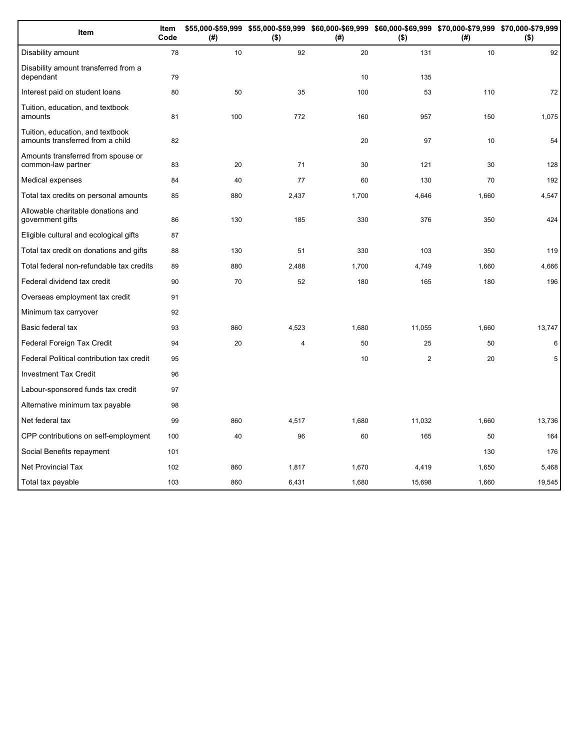| Item | Item Code | $55,000-$59,999 (#) | $55,000-$59,999 ($) | $60,000-$69,999 (#) | $60,000-$69,999 ($) | $70,000-$79,999 (#) | $70,000-$79,999 ($) |
|---|---|---|---|---|---|---|---|
| Disability amount | 78 | 10 | 92 | 20 | 131 | 10 | 92 |
| Disability amount transferred from a dependant | 79 | | | 10 | 135 | | |
| Interest paid on student loans | 80 | 50 | 35 | 100 | 53 | 110 | 72 |
| Tuition, education, and textbook amounts | 81 | 100 | 772 | 160 | 957 | 150 | 1,075 |
| Tuition, education, and textbook amounts transferred from a child | 82 | | | 20 | 97 | 10 | 54 |
| Amounts transferred from spouse or common-law partner | 83 | 20 | 71 | 30 | 121 | 30 | 128 |
| Medical expenses | 84 | 40 | 77 | 60 | 130 | 70 | 192 |
| Total tax credits on personal amounts | 85 | 880 | 2,437 | 1,700 | 4,646 | 1,660 | 4,547 |
| Allowable charitable donations and government gifts | 86 | 130 | 185 | 330 | 376 | 350 | 424 |
| Eligible cultural and ecological gifts | 87 | | | | | | |
| Total tax credit on donations and gifts | 88 | 130 | 51 | 330 | 103 | 350 | 119 |
| Total federal non-refundable tax credits | 89 | 880 | 2,488 | 1,700 | 4,749 | 1,660 | 4,666 |
| Federal dividend tax credit | 90 | 70 | 52 | 180 | 165 | 180 | 196 |
| Overseas employment tax credit | 91 | | | | | | |
| Minimum tax carryover | 92 | | | | | | |
| Basic federal tax | 93 | 860 | 4,523 | 1,680 | 11,055 | 1,660 | 13,747 |
| Federal Foreign Tax Credit | 94 | 20 | 4 | 50 | 25 | 50 | 6 |
| Federal Political contribution tax credit | 95 | | | 10 | 2 | 20 | 5 |
| Investment Tax Credit | 96 | | | | | | |
| Labour-sponsored funds tax credit | 97 | | | | | | |
| Alternative minimum tax payable | 98 | | | | | | |
| Net federal tax | 99 | 860 | 4,517 | 1,680 | 11,032 | 1,660 | 13,736 |
| CPP contributions on self-employment | 100 | 40 | 96 | 60 | 165 | 50 | 164 |
| Social Benefits repayment | 101 | | | | | 130 | 176 |
| Net Provincial Tax | 102 | 860 | 1,817 | 1,670 | 4,419 | 1,650 | 5,468 |
| Total tax payable | 103 | 860 | 6,431 | 1,680 | 15,698 | 1,660 | 19,545 |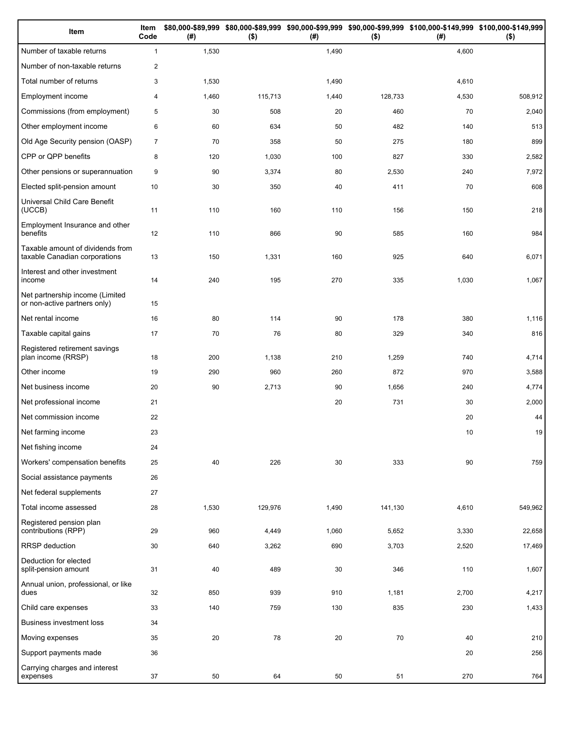| Item | Item Code | $80,000-$89,999 (#) | $80,000-$89,999 ($) | $90,000-$99,999 (#) | $90,000-$99,999 ($) | $100,000-$149,999 (#) | $100,000-$149,999 ($) |
|---|---|---|---|---|---|---|---|
| Number of taxable returns | 1 | 1,530 | | 1,490 | | 4,600 | |
| Number of non-taxable returns | 2 | | | | | | |
| Total number of returns | 3 | 1,530 | | 1,490 | | 4,610 | |
| Employment income | 4 | 1,460 | 115,713 | 1,440 | 128,733 | 4,530 | 508,912 |
| Commissions (from employment) | 5 | 30 | 508 | 20 | 460 | 70 | 2,040 |
| Other employment income | 6 | 60 | 634 | 50 | 482 | 140 | 513 |
| Old Age Security pension (OASP) | 7 | 70 | 358 | 50 | 275 | 180 | 899 |
| CPP or QPP benefits | 8 | 120 | 1,030 | 100 | 827 | 330 | 2,582 |
| Other pensions or superannuation | 9 | 90 | 3,374 | 80 | 2,530 | 240 | 7,972 |
| Elected split-pension amount | 10 | 30 | 350 | 40 | 411 | 70 | 608 |
| Universal Child Care Benefit (UCCB) | 11 | 110 | 160 | 110 | 156 | 150 | 218 |
| Employment Insurance and other benefits | 12 | 110 | 866 | 90 | 585 | 160 | 984 |
| Taxable amount of dividends from taxable Canadian corporations | 13 | 150 | 1,331 | 160 | 925 | 640 | 6,071 |
| Interest and other investment income | 14 | 240 | 195 | 270 | 335 | 1,030 | 1,067 |
| Net partnership income (Limited or non-active partners only) | 15 | | | | | | |
| Net rental income | 16 | 80 | 114 | 90 | 178 | 380 | 1,116 |
| Taxable capital gains | 17 | 70 | 76 | 80 | 329 | 340 | 816 |
| Registered retirement savings plan income (RRSP) | 18 | 200 | 1,138 | 210 | 1,259 | 740 | 4,714 |
| Other income | 19 | 290 | 960 | 260 | 872 | 970 | 3,588 |
| Net business income | 20 | 90 | 2,713 | 90 | 1,656 | 240 | 4,774 |
| Net professional income | 21 | | | 20 | 731 | 30 | 2,000 |
| Net commission income | 22 | | | | | 20 | 44 |
| Net farming income | 23 | | | | | 10 | 19 |
| Net fishing income | 24 | | | | | | |
| Workers' compensation benefits | 25 | 40 | 226 | 30 | 333 | 90 | 759 |
| Social assistance payments | 26 | | | | | | |
| Net federal supplements | 27 | | | | | | |
| Total income assessed | 28 | 1,530 | 129,976 | 1,490 | 141,130 | 4,610 | 549,962 |
| Registered pension plan contributions (RPP) | 29 | 960 | 4,449 | 1,060 | 5,652 | 3,330 | 22,658 |
| RRSP deduction | 30 | 640 | 3,262 | 690 | 3,703 | 2,520 | 17,469 |
| Deduction for elected split-pension amount | 31 | 40 | 489 | 30 | 346 | 110 | 1,607 |
| Annual union, professional, or like dues | 32 | 850 | 939 | 910 | 1,181 | 2,700 | 4,217 |
| Child care expenses | 33 | 140 | 759 | 130 | 835 | 230 | 1,433 |
| Business investment loss | 34 | | | | | | |
| Moving expenses | 35 | 20 | 78 | 20 | 70 | 40 | 210 |
| Support payments made | 36 | | | | | 20 | 256 |
| Carrying charges and interest expenses | 37 | 50 | 64 | 50 | 51 | 270 | 764 |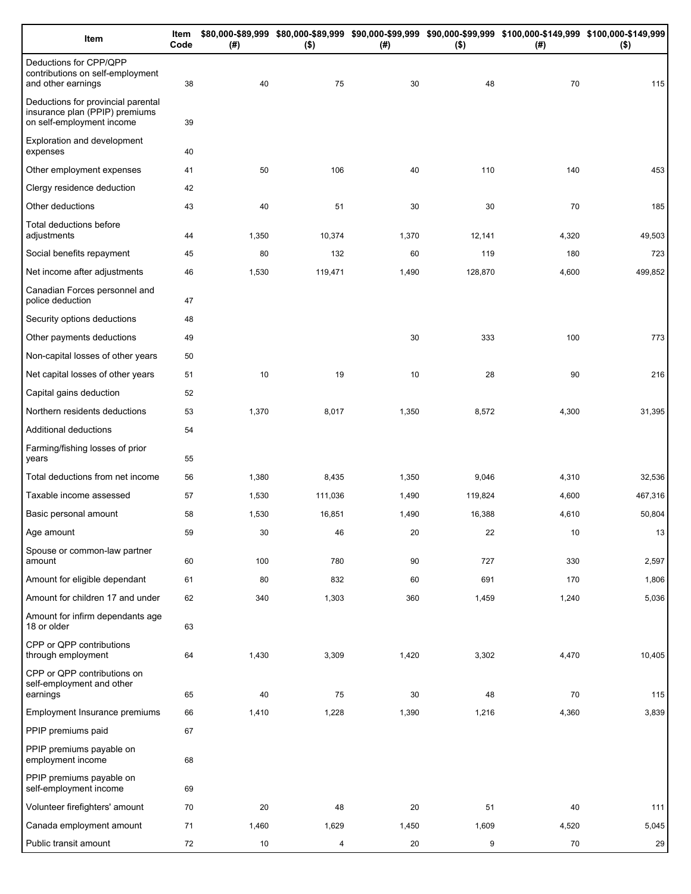| Item | Item Code | $80,000-$89,999 (#) | $80,000-$89,999 ($) | $90,000-$99,999 (#) | $90,000-$99,999 ($) | $100,000-$149,999 (#) | $100,000-$149,999 ($) |
|---|---|---|---|---|---|---|---|
| Deductions for CPP/QPP contributions on self-employment and other earnings | 38 | 40 | 75 | 30 | 48 | 70 | 115 |
| Deductions for provincial parental insurance plan (PPIP) premiums on self-employment income | 39 | | | | | | |
| Exploration and development expenses | 40 | | | | | | |
| Other employment expenses | 41 | 50 | 106 | 40 | 110 | 140 | 453 |
| Clergy residence deduction | 42 | | | | | | |
| Other deductions | 43 | 40 | 51 | 30 | 30 | 70 | 185 |
| Total deductions before adjustments | 44 | 1,350 | 10,374 | 1,370 | 12,141 | 4,320 | 49,503 |
| Social benefits repayment | 45 | 80 | 132 | 60 | 119 | 180 | 723 |
| Net income after adjustments | 46 | 1,530 | 119,471 | 1,490 | 128,870 | 4,600 | 499,852 |
| Canadian Forces personnel and police deduction | 47 | | | | | | |
| Security options deductions | 48 | | | | | | |
| Other payments deductions | 49 | | | 30 | 333 | 100 | 773 |
| Non-capital losses of other years | 50 | | | | | | |
| Net capital losses of other years | 51 | 10 | 19 | 10 | 28 | 90 | 216 |
| Capital gains deduction | 52 | | | | | | |
| Northern residents deductions | 53 | 1,370 | 8,017 | 1,350 | 8,572 | 4,300 | 31,395 |
| Additional deductions | 54 | | | | | | |
| Farming/fishing losses of prior years | 55 | | | | | | |
| Total deductions from net income | 56 | 1,380 | 8,435 | 1,350 | 9,046 | 4,310 | 32,536 |
| Taxable income assessed | 57 | 1,530 | 111,036 | 1,490 | 119,824 | 4,600 | 467,316 |
| Basic personal amount | 58 | 1,530 | 16,851 | 1,490 | 16,388 | 4,610 | 50,804 |
| Age amount | 59 | 30 | 46 | 20 | 22 | 10 | 13 |
| Spouse or common-law partner amount | 60 | 100 | 780 | 90 | 727 | 330 | 2,597 |
| Amount for eligible dependant | 61 | 80 | 832 | 60 | 691 | 170 | 1,806 |
| Amount for children 17 and under | 62 | 340 | 1,303 | 360 | 1,459 | 1,240 | 5,036 |
| Amount for infirm dependants age 18 or older | 63 | | | | | | |
| CPP or QPP contributions through employment | 64 | 1,430 | 3,309 | 1,420 | 3,302 | 4,470 | 10,405 |
| CPP or QPP contributions on self-employment and other earnings | 65 | 40 | 75 | 30 | 48 | 70 | 115 |
| Employment Insurance premiums | 66 | 1,410 | 1,228 | 1,390 | 1,216 | 4,360 | 3,839 |
| PPIP premiums paid | 67 | | | | | | |
| PPIP premiums payable on employment income | 68 | | | | | | |
| PPIP premiums payable on self-employment income | 69 | | | | | | |
| Volunteer firefighters' amount | 70 | 20 | 48 | 20 | 51 | 40 | 111 |
| Canada employment amount | 71 | 1,460 | 1,629 | 1,450 | 1,609 | 4,520 | 5,045 |
| Public transit amount | 72 | 10 | 4 | 20 | 9 | 70 | 29 |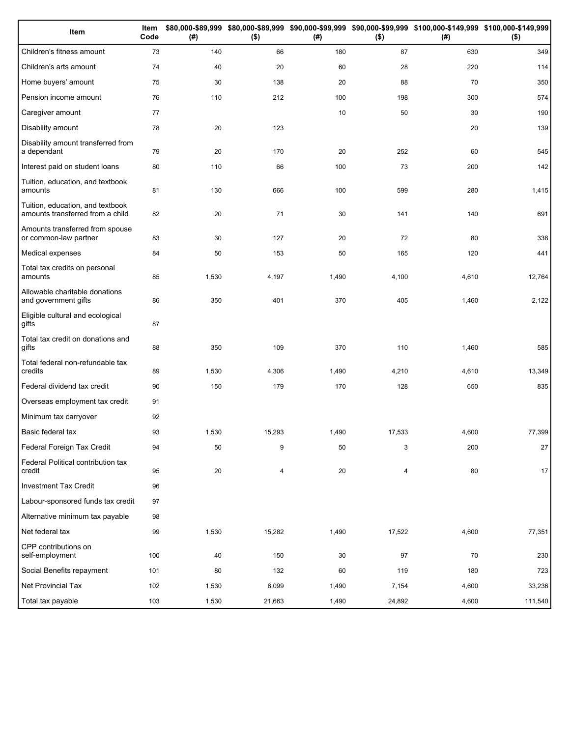| Item | Item Code | $80,000-$89,999 (#) | $80,000-$89,999 ($) | $90,000-$99,999 (#) | $90,000-$99,999 ($) | $100,000-$149,999 (#) | $100,000-$149,999 ($) |
|---|---|---|---|---|---|---|---|
| Children's fitness amount | 73 | 140 | 66 | 180 | 87 | 630 | 349 |
| Children's arts amount | 74 | 40 | 20 | 60 | 28 | 220 | 114 |
| Home buyers' amount | 75 | 30 | 138 | 20 | 88 | 70 | 350 |
| Pension income amount | 76 | 110 | 212 | 100 | 198 | 300 | 574 |
| Caregiver amount | 77 | | | 10 | 50 | 30 | 190 |
| Disability amount | 78 | 20 | 123 | | | 20 | 139 |
| Disability amount transferred from a dependant | 79 | 20 | 170 | 20 | 252 | 60 | 545 |
| Interest paid on student loans | 80 | 110 | 66 | 100 | 73 | 200 | 142 |
| Tuition, education, and textbook amounts | 81 | 130 | 666 | 100 | 599 | 280 | 1,415 |
| Tuition, education, and textbook amounts transferred from a child | 82 | 20 | 71 | 30 | 141 | 140 | 691 |
| Amounts transferred from spouse or common-law partner | 83 | 30 | 127 | 20 | 72 | 80 | 338 |
| Medical expenses | 84 | 50 | 153 | 50 | 165 | 120 | 441 |
| Total tax credits on personal amounts | 85 | 1,530 | 4,197 | 1,490 | 4,100 | 4,610 | 12,764 |
| Allowable charitable donations and government gifts | 86 | 350 | 401 | 370 | 405 | 1,460 | 2,122 |
| Eligible cultural and ecological gifts | 87 | | | | | | |
| Total tax credit on donations and gifts | 88 | 350 | 109 | 370 | 110 | 1,460 | 585 |
| Total federal non-refundable tax credits | 89 | 1,530 | 4,306 | 1,490 | 4,210 | 4,610 | 13,349 |
| Federal dividend tax credit | 90 | 150 | 179 | 170 | 128 | 650 | 835 |
| Overseas employment tax credit | 91 | | | | | | |
| Minimum tax carryover | 92 | | | | | | |
| Basic federal tax | 93 | 1,530 | 15,293 | 1,490 | 17,533 | 4,600 | 77,399 |
| Federal Foreign Tax Credit | 94 | 50 | 9 | 50 | 3 | 200 | 27 |
| Federal Political contribution tax credit | 95 | 20 | 4 | 20 | 4 | 80 | 17 |
| Investment Tax Credit | 96 | | | | | | |
| Labour-sponsored funds tax credit | 97 | | | | | | |
| Alternative minimum tax payable | 98 | | | | | | |
| Net federal tax | 99 | 1,530 | 15,282 | 1,490 | 17,522 | 4,600 | 77,351 |
| CPP contributions on self-employment | 100 | 40 | 150 | 30 | 97 | 70 | 230 |
| Social Benefits repayment | 101 | 80 | 132 | 60 | 119 | 180 | 723 |
| Net Provincial Tax | 102 | 1,530 | 6,099 | 1,490 | 7,154 | 4,600 | 33,236 |
| Total tax payable | 103 | 1,530 | 21,663 | 1,490 | 24,892 | 4,600 | 111,540 |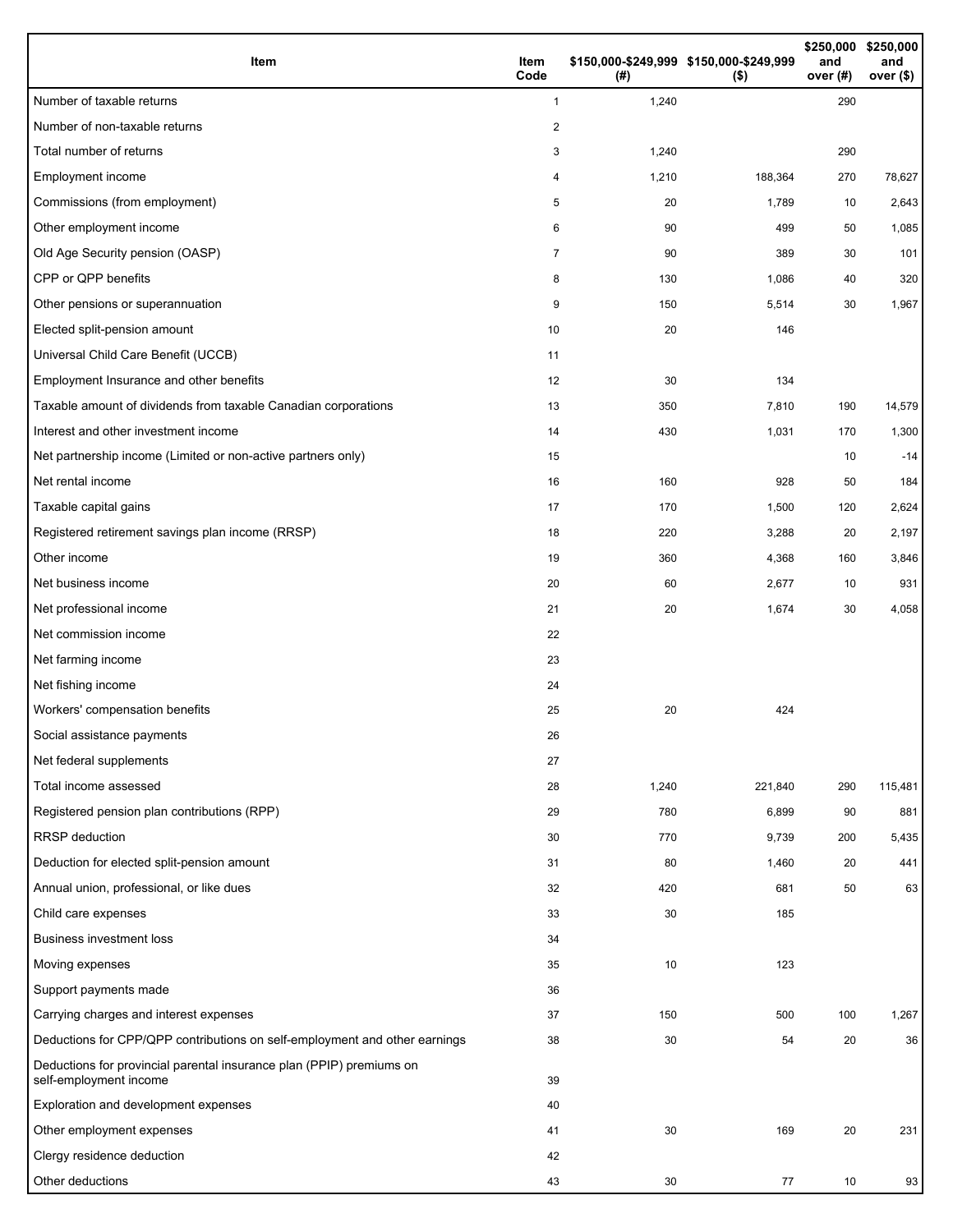| Item | Item Code | $150,000-$249,999 (#) | $150,000-$249,999 ($) | $250,000 and over (#) | $250,000 and over ($) |
| --- | --- | --- | --- | --- | --- |
| Number of taxable returns | 1 | 1,240 | | 290 | |
| Number of non-taxable returns | 2 | | | | |
| Total number of returns | 3 | 1,240 | | 290 | |
| Employment income | 4 | 1,210 | 188,364 | 270 | 78,627 |
| Commissions (from employment) | 5 | 20 | 1,789 | 10 | 2,643 |
| Other employment income | 6 | 90 | 499 | 50 | 1,085 |
| Old Age Security pension (OASP) | 7 | 90 | 389 | 30 | 101 |
| CPP or QPP benefits | 8 | 130 | 1,086 | 40 | 320 |
| Other pensions or superannuation | 9 | 150 | 5,514 | 30 | 1,967 |
| Elected split-pension amount | 10 | 20 | 146 | | |
| Universal Child Care Benefit (UCCB) | 11 | | | | |
| Employment Insurance and other benefits | 12 | 30 | 134 | | |
| Taxable amount of dividends from taxable Canadian corporations | 13 | 350 | 7,810 | 190 | 14,579 |
| Interest and other investment income | 14 | 430 | 1,031 | 170 | 1,300 |
| Net partnership income (Limited or non-active partners only) | 15 | | | 10 | -14 |
| Net rental income | 16 | 160 | 928 | 50 | 184 |
| Taxable capital gains | 17 | 170 | 1,500 | 120 | 2,624 |
| Registered retirement savings plan income (RRSP) | 18 | 220 | 3,288 | 20 | 2,197 |
| Other income | 19 | 360 | 4,368 | 160 | 3,846 |
| Net business income | 20 | 60 | 2,677 | 10 | 931 |
| Net professional income | 21 | 20 | 1,674 | 30 | 4,058 |
| Net commission income | 22 | | | | |
| Net farming income | 23 | | | | |
| Net fishing income | 24 | | | | |
| Workers' compensation benefits | 25 | 20 | 424 | | |
| Social assistance payments | 26 | | | | |
| Net federal supplements | 27 | | | | |
| Total income assessed | 28 | 1,240 | 221,840 | 290 | 115,481 |
| Registered pension plan contributions (RPP) | 29 | 780 | 6,899 | 90 | 881 |
| RRSP deduction | 30 | 770 | 9,739 | 200 | 5,435 |
| Deduction for elected split-pension amount | 31 | 80 | 1,460 | 20 | 441 |
| Annual union, professional, or like dues | 32 | 420 | 681 | 50 | 63 |
| Child care expenses | 33 | 30 | 185 | | |
| Business investment loss | 34 | | | | |
| Moving expenses | 35 | 10 | 123 | | |
| Support payments made | 36 | | | | |
| Carrying charges and interest expenses | 37 | 150 | 500 | 100 | 1,267 |
| Deductions for CPP/QPP contributions on self-employment and other earnings | 38 | 30 | 54 | 20 | 36 |
| Deductions for provincial parental insurance plan (PPIP) premiums on self-employment income | 39 | | | | |
| Exploration and development expenses | 40 | | | | |
| Other employment expenses | 41 | 30 | 169 | 20 | 231 |
| Clergy residence deduction | 42 | | | | |
| Other deductions | 43 | 30 | 77 | 10 | 93 |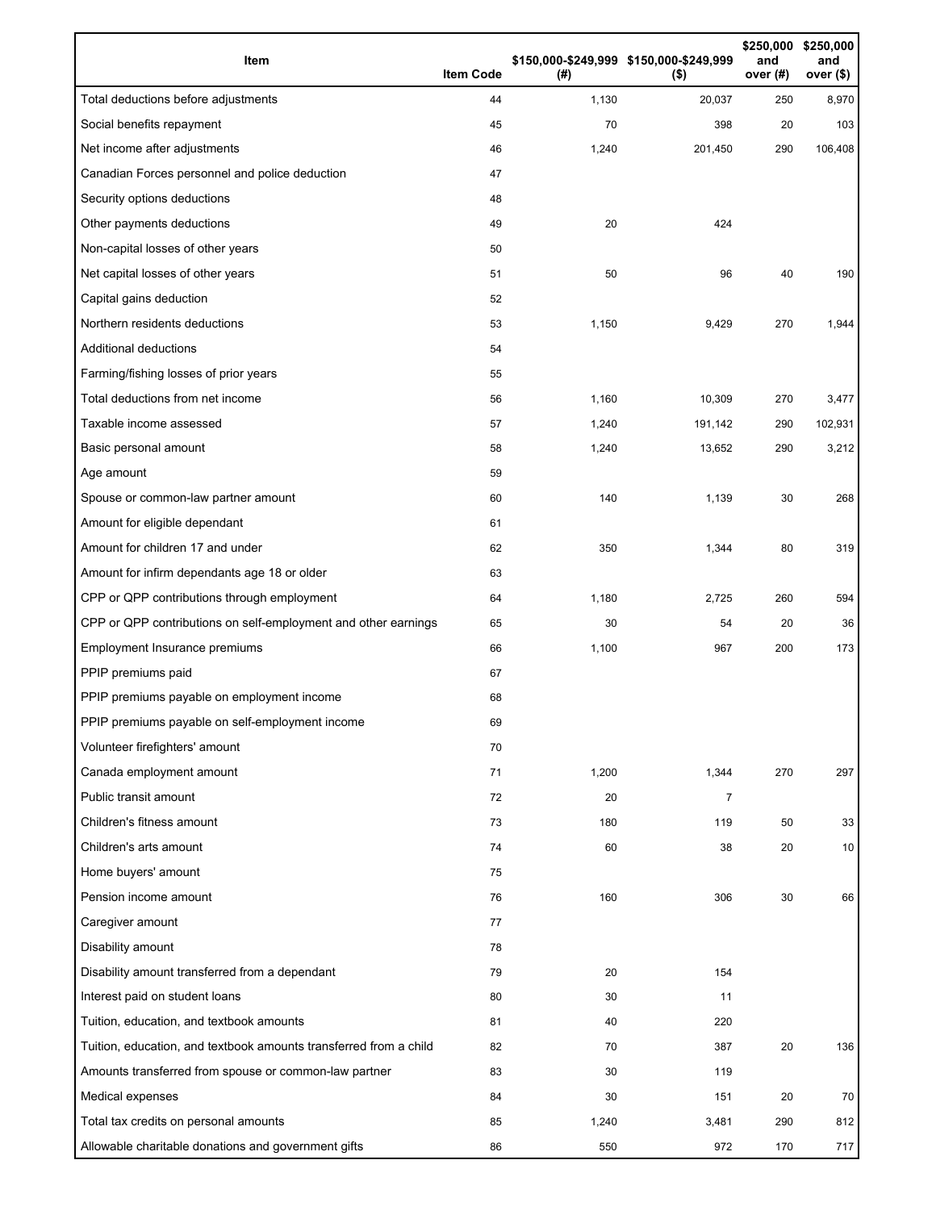| Item | Item Code | $150,000-$249,999 (#) | $150,000-$249,999 ($) | $250,000 and over (#) | $250,000 and over ($) |
|---|---|---|---|---|---|
| Total deductions before adjustments | 44 | 1,130 | 20,037 | 250 | 8,970 |
| Social benefits repayment | 45 | 70 | 398 | 20 | 103 |
| Net income after adjustments | 46 | 1,240 | 201,450 | 290 | 106,408 |
| Canadian Forces personnel and police deduction | 47 | | | | |
| Security options deductions | 48 | | | | |
| Other payments deductions | 49 | 20 | 424 | | |
| Non-capital losses of other years | 50 | | | | |
| Net capital losses of other years | 51 | 50 | 96 | 40 | 190 |
| Capital gains deduction | 52 | | | | |
| Northern residents deductions | 53 | 1,150 | 9,429 | 270 | 1,944 |
| Additional deductions | 54 | | | | |
| Farming/fishing losses of prior years | 55 | | | | |
| Total deductions from net income | 56 | 1,160 | 10,309 | 270 | 3,477 |
| Taxable income assessed | 57 | 1,240 | 191,142 | 290 | 102,931 |
| Basic personal amount | 58 | 1,240 | 13,652 | 290 | 3,212 |
| Age amount | 59 | | | | |
| Spouse or common-law partner amount | 60 | 140 | 1,139 | 30 | 268 |
| Amount for eligible dependant | 61 | | | | |
| Amount for children 17 and under | 62 | 350 | 1,344 | 80 | 319 |
| Amount for infirm dependants age 18 or older | 63 | | | | |
| CPP or QPP contributions through employment | 64 | 1,180 | 2,725 | 260 | 594 |
| CPP or QPP contributions on self-employment and other earnings | 65 | 30 | 54 | 20 | 36 |
| Employment Insurance premiums | 66 | 1,100 | 967 | 200 | 173 |
| PPIP premiums paid | 67 | | | | |
| PPIP premiums payable on employment income | 68 | | | | |
| PPIP premiums payable on self-employment income | 69 | | | | |
| Volunteer firefighters' amount | 70 | | | | |
| Canada employment amount | 71 | 1,200 | 1,344 | 270 | 297 |
| Public transit amount | 72 | 20 | 7 | | |
| Children's fitness amount | 73 | 180 | 119 | 50 | 33 |
| Children's arts amount | 74 | 60 | 38 | 20 | 10 |
| Home buyers' amount | 75 | | | | |
| Pension income amount | 76 | 160 | 306 | 30 | 66 |
| Caregiver amount | 77 | | | | |
| Disability amount | 78 | | | | |
| Disability amount transferred from a dependant | 79 | 20 | 154 | | |
| Interest paid on student loans | 80 | 30 | 11 | | |
| Tuition, education, and textbook amounts | 81 | 40 | 220 | | |
| Tuition, education, and textbook amounts transferred from a child | 82 | 70 | 387 | 20 | 136 |
| Amounts transferred from spouse or common-law partner | 83 | 30 | 119 | | |
| Medical expenses | 84 | 30 | 151 | 20 | 70 |
| Total tax credits on personal amounts | 85 | 1,240 | 3,481 | 290 | 812 |
| Allowable charitable donations and government gifts | 86 | 550 | 972 | 170 | 717 |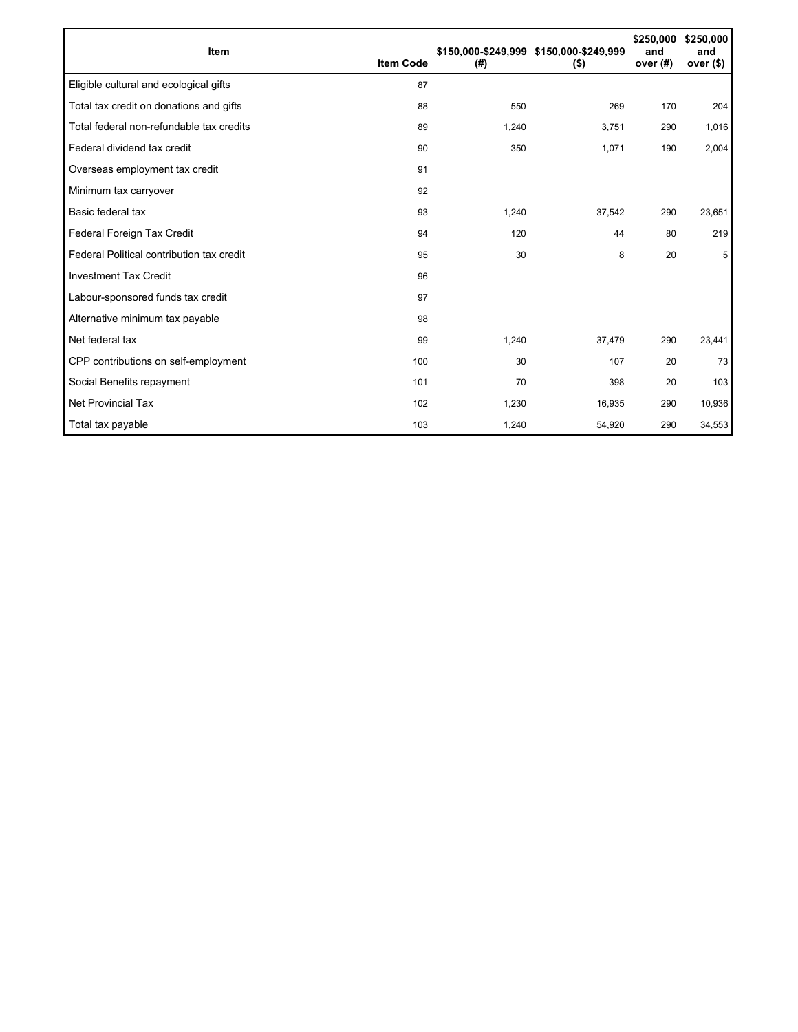| Item | Item Code | $150,000-$249,999 (#) | $150,000-$249,999 ($) | $250,000 and over (#) | $250,000 and over ($) |
|---|---|---|---|---|---|
| Eligible cultural and ecological gifts | 87 | | | | |
| Total tax credit on donations and gifts | 88 | 550 | 269 | 170 | 204 |
| Total federal non-refundable tax credits | 89 | 1,240 | 3,751 | 290 | 1,016 |
| Federal dividend tax credit | 90 | 350 | 1,071 | 190 | 2,004 |
| Overseas employment tax credit | 91 | | | | |
| Minimum tax carryover | 92 | | | | |
| Basic federal tax | 93 | 1,240 | 37,542 | 290 | 23,651 |
| Federal Foreign Tax Credit | 94 | 120 | 44 | 80 | 219 |
| Federal Political contribution tax credit | 95 | 30 | 8 | 20 | 5 |
| Investment Tax Credit | 96 | | | | |
| Labour-sponsored funds tax credit | 97 | | | | |
| Alternative minimum tax payable | 98 | | | | |
| Net federal tax | 99 | 1,240 | 37,479 | 290 | 23,441 |
| CPP contributions on self-employment | 100 | 30 | 107 | 20 | 73 |
| Social Benefits repayment | 101 | 70 | 398 | 20 | 103 |
| Net Provincial Tax | 102 | 1,230 | 16,935 | 290 | 10,936 |
| Total tax payable | 103 | 1,240 | 54,920 | 290 | 34,553 |